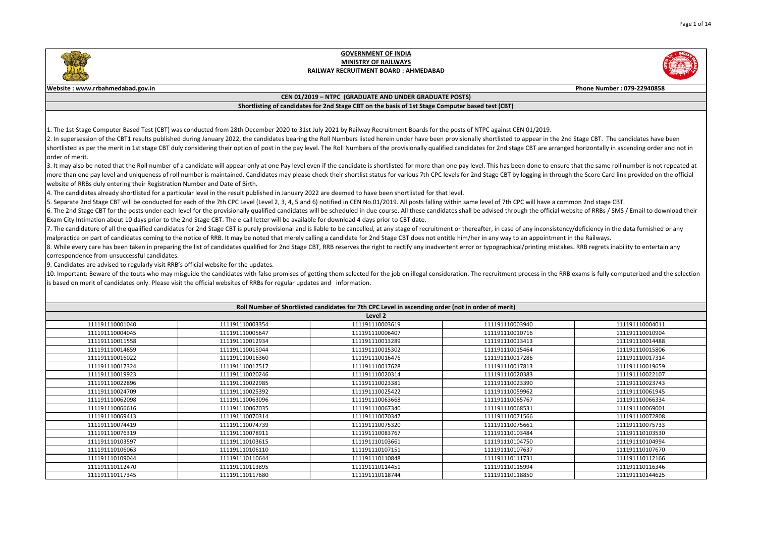# GOVERNMENT OF INDIA
## MINISTRY OF RAILWAYS
## RAILWAY RECRUITMENT BOARD : AHMEDABAD

Website : www.rrbahmedabad.gov.in

Phone Number : 079-22940858

### CEN 01/2019 – NTPC (GRADUATE AND UNDER GRADUATE POSTS)

### Shortlisting of candidates for 2nd Stage CBT on the basis of 1st Stage Computer based test (CBT)

1. The 1st Stage Computer Based Test (CBT) was conducted from 28th December 2020 to 31st July 2021 by Railway Recruitment Boards for the posts of NTPC against CEN 01/2019.
2. In supersession of the CBT1 results published during January 2022, the candidates bearing the Roll Numbers listed herein under have been provisionally shortlisted to appear in the 2nd Stage CBT. The candidates have been shortlisted as per the merit in 1st stage CBT duly considering their option of post in the pay level. The Roll Numbers of the provisionally qualified candidates for 2nd stage CBT are arranged horizontally in ascending order and not in order of merit.
3. It may also be noted that the Roll number of a candidate will appear only at one Pay level even if the candidate is shortlisted for more than one pay level. This has been done to ensure that the same roll number is not repeated at more than one pay level and uniqueness of roll number is maintained. Candidates may please check their shortlist status for various 7th CPC levels for 2nd Stage CBT by logging in through the Score Card link provided on the official website of RRBs duly entering their Registration Number and Date of Birth.
4. The candidates already shortlisted for a particular level in the result published in January 2022 are deemed to have been shortlisted for that level.
5. Separate 2nd Stage CBT will be conducted for each of the 7th CPC Level (Level 2, 3, 4, 5 and 6) notified in CEN No.01/2019. All posts falling within same level of 7th CPC will have a common 2nd stage CBT.
6. The 2nd Stage CBT for the posts under each level for the provisionally qualified candidates will be scheduled in due course. All these candidates shall be advised through the official website of RRBs / SMS / Email to download their Exam City Intimation about 10 days prior to the 2nd Stage CBT. The e-call letter will be available for download 4 days prior to CBT date.
7. The candidature of all the qualified candidates for 2nd Stage CBT is purely provisional and is liable to be cancelled, at any stage of recruitment or thereafter, in case of any inconsistency/deficiency in the data furnished or any malpractice on part of candidates coming to the notice of RRB. It may be noted that merely calling a candidate for 2nd Stage CBT does not entitle him/her in any way to an appointment in the Railways.
8. While every care has been taken in preparing the list of candidates qualified for 2nd Stage CBT, RRB reserves the right to rectify any inadvertent error or typographical/printing mistakes. RRB regrets inability to entertain any correspondence from unsuccessful candidates.
9. Candidates are advised to regularly visit RRB's official website for the updates.
10. Important: Beware of the touts who may misguide the candidates with false promises of getting them selected for the job on illegal consideration. The recruitment process in the RRB exams is fully computerized and the selection is based on merit of candidates only. Please visit the official websites of RRBs for regular updates and information.

### Roll Number of Shortlisted candidates for 7th CPC Level in ascending order (not in order of merit)

**Level 2**

| | | | | |
|---|---|---|---|---|
| 111191110001040 | 111191110003354 | 111191110003619 | 111191110003940 | 111191110004011 |
| 111191110004045 | 111191110005647 | 111191110006407 | 111191110010716 | 111191110010904 |
| 111191110011558 | 111191110012934 | 111191110013289 | 111191110013413 | 111191110014488 |
| 111191110014659 | 111191110015044 | 111191110015302 | 111191110015464 | 111191110015806 |
| 111191110016022 | 111191110016360 | 111191110016476 | 111191110017286 | 111191110017314 |
| 111191110017324 | 111191110017517 | 111191110017628 | 111191110017813 | 111191110019659 |
| 111191110019923 | 111191110020246 | 111191110020314 | 111191110020383 | 111191110022107 |
| 111191110022896 | 111191110022985 | 111191110023381 | 111191110023390 | 111191110023743 |
| 111191110024709 | 111191110025392 | 111191110025422 | 111191110059962 | 111191110061945 |
| 111191110062098 | 111191110063096 | 111191110063668 | 111191110065767 | 111191110066334 |
| 111191110066616 | 111191110067035 | 111191110067340 | 111191110068531 | 111191110069001 |
| 111191110069413 | 111191110070314 | 111191110070347 | 111191110071566 | 111191110072808 |
| 111191110074419 | 111191110074739 | 111191110075320 | 111191110075661 | 111191110075733 |
| 111191110076319 | 111191110078911 | 111191110083767 | 111191110103484 | 111191110103530 |
| 111191110103597 | 111191110103615 | 111191110103661 | 111191110104750 | 111191110104994 |
| 111191110106063 | 111191110106110 | 111191110107151 | 111191110107637 | 111191110107670 |
| 111191110109044 | 111191110110644 | 111191110110848 | 111191110111731 | 111191110112166 |
| 111191110112470 | 111191110113895 | 111191110114451 | 111191110115994 | 111191110116346 |
| 111191110117345 | 111191110117680 | 111191110118744 | 111191110118850 | 111191110144625 |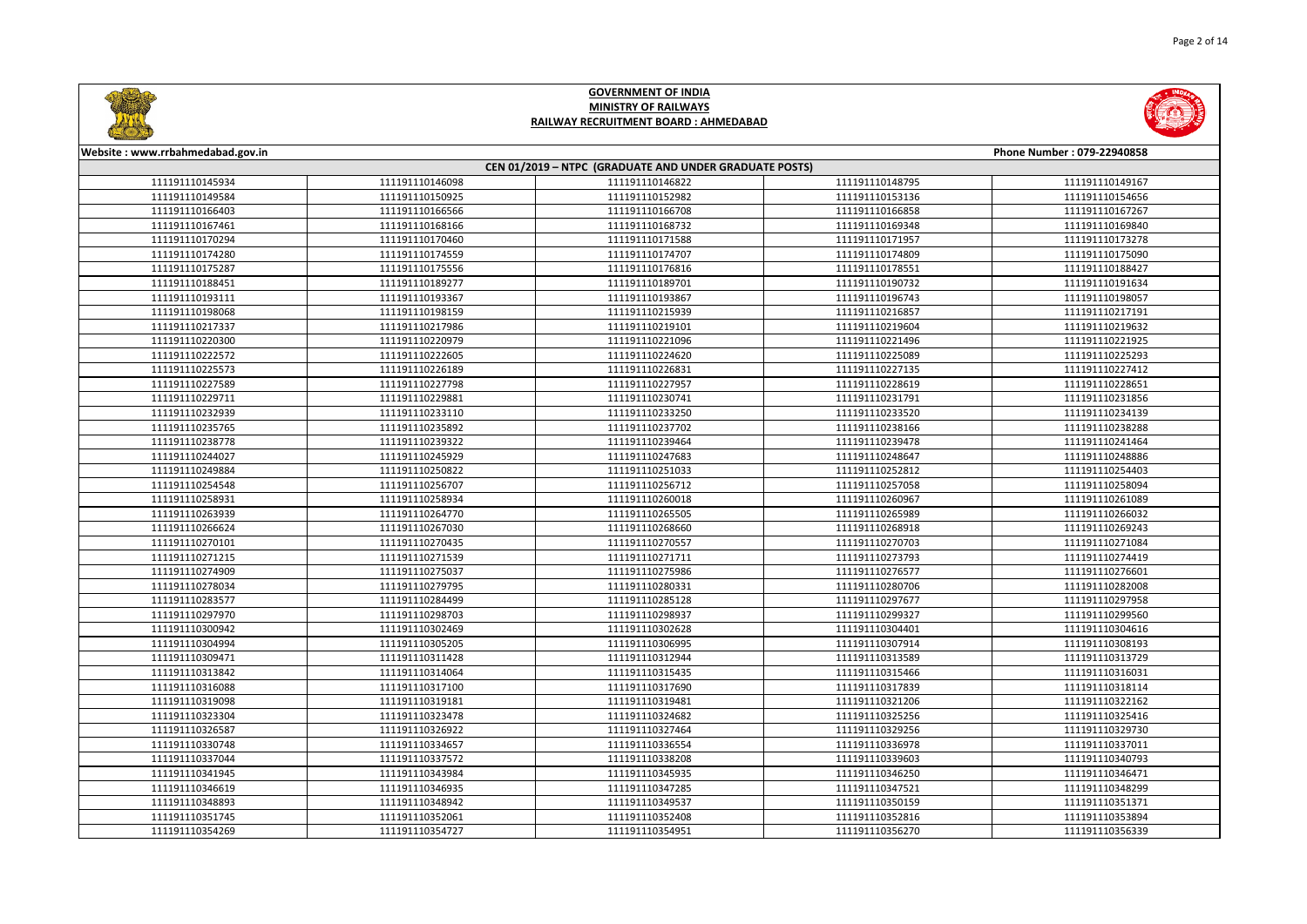# GOVERNMENT OF INDIA
## MINISTRY OF RAILWAYS
## RAILWAY RECRUITMENT BOARD : AHMEDABAD

Website : www.rrbahmedabad.gov.in

Phone Number : 079-22940858

### CEN 01/2019 – NTPC (GRADUATE AND UNDER GRADUATE POSTS)

| | | | | |
|---|---|---|---|---|
| 111191110145934 | 111191110146098 | 111191110146822 | 111191110148795 | 111191110149167 |
| 111191110149584 | 111191110150925 | 111191110152982 | 111191110153136 | 111191110154656 |
| 111191110166403 | 111191110166566 | 111191110166708 | 111191110166858 | 111191110167267 |
| 111191110167461 | 111191110168166 | 111191110168732 | 111191110169348 | 111191110169840 |
| 111191110170294 | 111191110170460 | 111191110171588 | 111191110171957 | 111191110173278 |
| 111191110174280 | 111191110174559 | 111191110174707 | 111191110174809 | 111191110175090 |
| 111191110175287 | 111191110175556 | 111191110176816 | 111191110178551 | 111191110188427 |
| 111191110188451 | 111191110189277 | 111191110189701 | 111191110190732 | 111191110191634 |
| 111191110193111 | 111191110193367 | 111191110193867 | 111191110196743 | 111191110198057 |
| 111191110198068 | 111191110198159 | 111191110215939 | 111191110216857 | 111191110217191 |
| 111191110217337 | 111191110217986 | 111191110219101 | 111191110219604 | 111191110219632 |
| 111191110220300 | 111191110220979 | 111191110221096 | 111191110221496 | 111191110221925 |
| 111191110222572 | 111191110222605 | 111191110224620 | 111191110225089 | 111191110225293 |
| 111191110225573 | 111191110226189 | 111191110226831 | 111191110227135 | 111191110227412 |
| 111191110227589 | 111191110227798 | 111191110227957 | 111191110228619 | 111191110228651 |
| 111191110229711 | 111191110229881 | 111191110230741 | 111191110231791 | 111191110231856 |
| 111191110232939 | 111191110233110 | 111191110233250 | 111191110233520 | 111191110234139 |
| 111191110235765 | 111191110235892 | 111191110237702 | 111191110238166 | 111191110238288 |
| 111191110238778 | 111191110239322 | 111191110239464 | 111191110239478 | 111191110241464 |
| 111191110244027 | 111191110245929 | 111191110247683 | 111191110248647 | 111191110248886 |
| 111191110249884 | 111191110250822 | 111191110251033 | 111191110252812 | 111191110254403 |
| 111191110254548 | 111191110256707 | 111191110256712 | 111191110257058 | 111191110258094 |
| 111191110258931 | 111191110258934 | 111191110260018 | 111191110260967 | 111191110261089 |
| 111191110263939 | 111191110264770 | 111191110265505 | 111191110265989 | 111191110266032 |
| 111191110266624 | 111191110267030 | 111191110268660 | 111191110268918 | 111191110269243 |
| 111191110270101 | 111191110270435 | 111191110270557 | 111191110270703 | 111191110271084 |
| 111191110271215 | 111191110271539 | 111191110271711 | 111191110273793 | 111191110274419 |
| 111191110274909 | 111191110275037 | 111191110275986 | 111191110276577 | 111191110276601 |
| 111191110278034 | 111191110279795 | 111191110280331 | 111191110280706 | 111191110282008 |
| 111191110283577 | 111191110284499 | 111191110285128 | 111191110297677 | 111191110297958 |
| 111191110297970 | 111191110298703 | 111191110299327 | 111191110299560 | |
| 111191110300942 | 111191110302469 | 111191110302628 | 111191110304401 | 111191110304616 |
| 111191110304994 | 111191110305205 | 111191110306995 | 111191110307914 | 111191110308193 |
| 111191110309471 | 111191110311428 | 111191110312944 | 111191110313589 | 111191110313729 |
| 111191110313842 | 111191110314064 | 111191110315435 | 111191110315466 | 111191110316031 |
| 111191110316088 | 111191110317100 | 111191110317690 | 111191110317839 | 111191110318114 |
| 111191110319098 | 111191110319181 | 111191110319481 | 111191110321206 | 111191110322162 |
| 111191110323304 | 111191110323478 | 111191110324682 | 111191110325256 | 111191110325416 |
| 111191110326587 | 111191110326922 | 111191110327464 | 111191110329256 | 111191110329730 |
| 111191110330748 | 111191110334657 | 111191110336554 | 111191110336978 | 111191110337011 |
| 111191110337044 | 111191110337572 | 111191110338208 | 111191110339603 | 111191110340793 |
| 111191110341945 | 111191110343984 | 111191110345935 | 111191110346250 | 111191110346471 |
| 111191110346619 | 111191110346935 | 111191110347285 | 111191110347521 | 111191110348299 |
| 111191110348893 | 111191110348942 | 111191110349537 | 111191110350159 | 111191110351371 |
| 111191110351745 | 111191110352061 | 111191110352408 | 111191110352816 | 111191110353894 |
| 111191110354269 | 111191110354727 | 111191110354951 | 111191110356270 | 111191110356339 |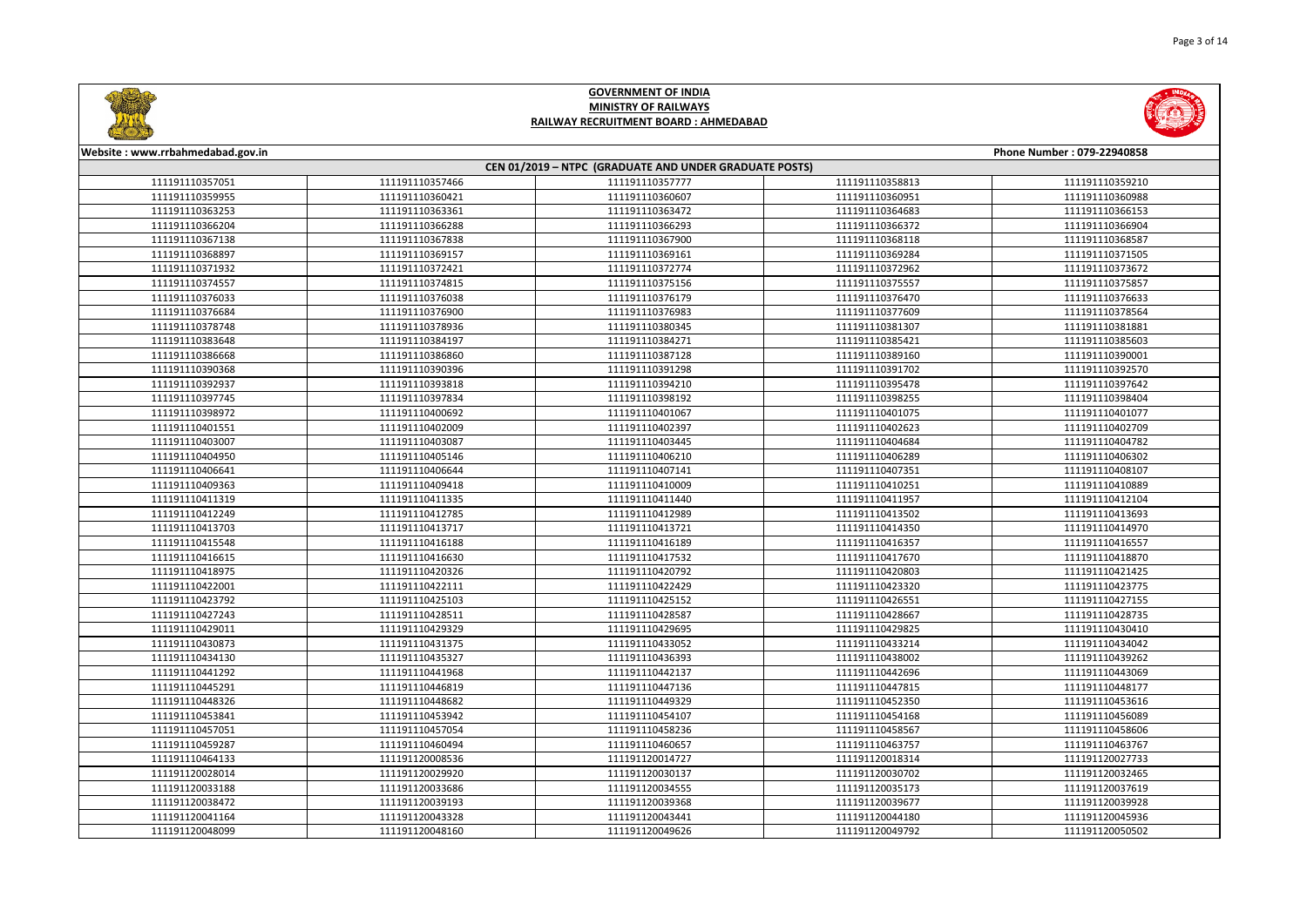# GOVERNMENT OF INDIA
## MINISTRY OF RAILWAYS
## RAILWAY RECRUITMENT BOARD : AHMEDABAD

Website : www.rrbahmedabad.gov.in

Phone Number : 079-22940858

**CEN 01/2019 – NTPC (GRADUATE AND UNDER GRADUATE POSTS)**

| | | | | |
|---|---|---|---|---|
| 111191110357051 | 111191110357466 | 111191110357777 | 111191110358813 | 111191110359210 |
| 111191110359955 | 111191110360421 | 111191110360607 | 111191110360951 | 111191110360988 |
| 111191110363253 | 111191110363361 | 111191110363472 | 111191110364683 | 111191110366153 |
| 111191110366204 | 111191110366288 | 111191110366293 | 111191110366372 | 111191110366904 |
| 111191110367138 | 111191110367838 | 111191110367900 | 111191110368118 | 111191110368587 |
| 111191110368897 | 111191110369157 | 111191110369161 | 111191110369284 | 111191110371505 |
| 111191110371932 | 111191110372421 | 111191110372774 | 111191110372962 | 111191110373672 |
| 111191110374557 | 111191110374815 | 111191110375156 | 111191110375557 | 111191110375857 |
| 111191110376033 | 111191110376038 | 111191110376179 | 111191110376470 | 111191110376633 |
| 111191110376684 | 111191110376900 | 111191110376983 | 111191110377609 | 111191110378564 |
| 111191110378748 | 111191110378936 | 111191110380345 | 111191110381307 | 111191110381881 |
| 111191110383648 | 111191110384197 | 111191110384271 | 111191110385421 | 111191110385603 |
| 111191110386668 | 111191110386860 | 111191110387128 | 111191110389160 | 111191110390001 |
| 111191110390368 | 111191110390396 | 111191110391298 | 111191110391702 | 111191110392570 |
| 111191110392937 | 111191110393818 | 111191110394210 | 111191110395478 | 111191110397642 |
| 111191110397745 | 111191110397834 | 111191110398192 | 111191110398255 | 111191110398404 |
| 111191110398972 | 111191110400692 | 111191110401067 | 111191110401075 | 111191110401077 |
| 111191110401551 | 111191110402009 | 111191110402397 | 111191110402623 | 111191110402709 |
| 111191110403007 | 111191110403087 | 111191110403445 | 111191110404684 | 111191110404782 |
| 111191110404950 | 111191110405146 | 111191110406210 | 111191110406289 | 111191110406302 |
| 111191110406641 | 111191110406644 | 111191110407141 | 111191110407351 | 111191110408107 |
| 111191110409363 | 111191110409418 | 111191110410009 | 111191110410251 | 111191110410889 |
| 111191110411319 | 111191110411335 | 111191110411440 | 111191110411957 | 111191110412104 |
| 111191110412249 | 111191110412785 | 111191110412989 | 111191110413502 | 111191110413693 |
| 111191110413703 | 111191110413717 | 111191110413721 | 111191110414350 | 111191110414970 |
| 111191110415548 | 111191110416188 | 111191110416189 | 111191110416357 | 111191110416557 |
| 111191110416615 | 111191110416630 | 111191110417532 | 111191110417670 | 111191110418870 |
| 111191110418975 | 111191110420326 | 111191110420792 | 111191110420803 | 111191110421425 |
| 111191110422001 | 111191110422111 | 111191110422429 | 111191110423320 | 111191110423775 |
| 111191110423792 | 111191110425103 | 111191110425152 | 111191110426551 | 111191110427155 |
| 111191110427243 | 111191110428511 | 111191110428587 | 111191110428667 | 111191110428735 |
| 111191110429011 | 111191110429329 | 111191110429695 | 111191110429825 | 111191110430410 |
| 111191110430873 | 111191110431375 | 111191110433052 | 111191110433214 | 111191110434042 |
| 111191110434130 | 111191110435327 | 111191110436393 | 111191110438002 | 111191110439262 |
| 111191110441292 | 111191110441968 | 111191110442137 | 111191110442696 | 111191110443069 |
| 111191110445291 | 111191110446819 | 111191110447136 | 111191110447815 | 111191110448177 |
| 111191110448326 | 111191110448682 | 111191110449329 | 111191110452350 | 111191110453616 |
| 111191110453841 | 111191110453942 | 111191110454107 | 111191110454168 | 111191110456089 |
| 111191110457051 | 111191110457054 | 111191110458236 | 111191110458567 | 111191110458606 |
| 111191110459287 | 111191110460494 | 111191110460657 | 111191110463757 | 111191110463767 |
| 111191110464133 | 111191120008536 | 111191120014727 | 111191120018314 | 111191120027733 |
| 111191120028014 | 111191120029920 | 111191120030137 | 111191120030702 | 111191120032465 |
| 111191120033188 | 111191120033686 | 111191120034555 | 111191120035173 | 111191120037619 |
| 111191120038472 | 111191120039193 | 111191120039368 | 111191120039677 | 111191120039928 |
| 111191120041164 | 111191120043328 | 111191120043441 | 111191120044180 | 111191120045936 |
| 111191120048099 | 111191120048160 | 111191120049626 | 111191120049792 | 111191120050502 |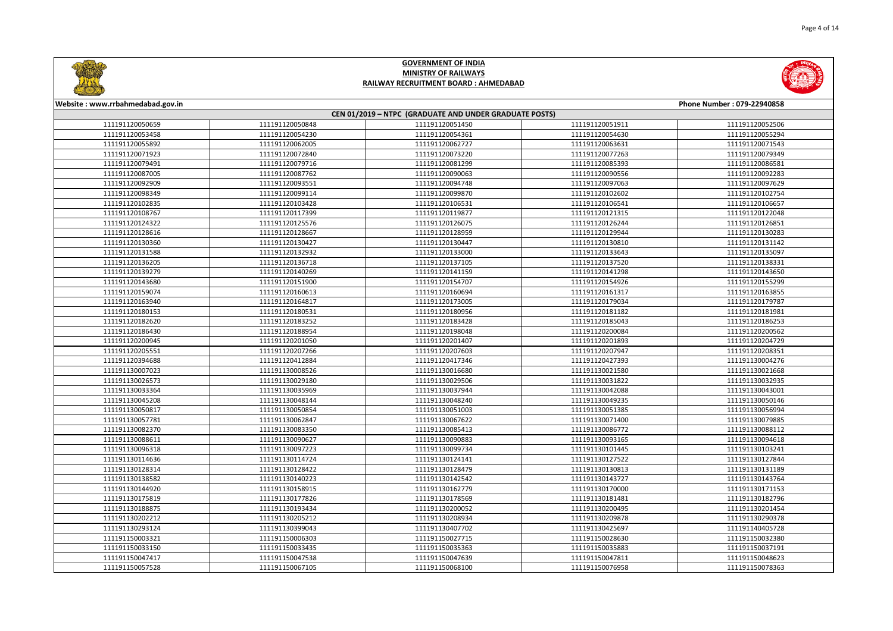# GOVERNMENT OF INDIA
## MINISTRY OF RAILWAYS
## RAILWAY RECRUITMENT BOARD : AHMEDABAD

Website : www.rrbahmedabad.gov.in | Phone Number : 079-22940858

### CEN 01/2019 – NTPC (GRADUATE AND UNDER GRADUATE POSTS)

| | | | | |
|---|---|---|---|---|
| 111191120050659 | 111191120050848 | 111191120051450 | 111191120051911 | 111191120052506 |
| 111191120053458 | 111191120054230 | 111191120054361 | 111191120054630 | 111191120055294 |
| 111191120055892 | 111191120062005 | 111191120062727 | 111191120063631 | 111191120071543 |
| 111191120071923 | 111191120072840 | 111191120073220 | 111191120077263 | 111191120079349 |
| 111191120079491 | 111191120079716 | 111191120081299 | 111191120085393 | 111191120086581 |
| 111191120087005 | 111191120087762 | 111191120090063 | 111191120090556 | 111191120092283 |
| 111191120092909 | 111191120093551 | 111191120094748 | 111191120097063 | 111191120097629 |
| 111191120098349 | 111191120099114 | 111191120099870 | 111191120102602 | 111191120102754 |
| 111191120102835 | 111191120103428 | 111191120106531 | 111191120106541 | 111191120106657 |
| 111191120108767 | 111191120117399 | 111191120119877 | 111191120121315 | 111191120122048 |
| 111191120124322 | 111191120125576 | 111191120126075 | 111191120126244 | 111191120126851 |
| 111191120128616 | 111191120128667 | 111191120128959 | 111191120129944 | 111191120130283 |
| 111191120130360 | 111191120130427 | 111191120130447 | 111191120130810 | 111191120131142 |
| 111191120131588 | 111191120132932 | 111191120133000 | 111191120133643 | 111191120135097 |
| 111191120136205 | 111191120136718 | 111191120137105 | 111191120137520 | 111191120138331 |
| 111191120139279 | 111191120140269 | 111191120141159 | 111191120141298 | 111191120143650 |
| 111191120143680 | 111191120151900 | 111191120154707 | 111191120154926 | 111191120155299 |
| 111191120159074 | 111191120160613 | 111191120160694 | 111191120161317 | 111191120163855 |
| 111191120163940 | 111191120164817 | 111191120173005 | 111191120179034 | 111191120179787 |
| 111191120180153 | 111191120180531 | 111191120180956 | 111191120181182 | 111191120181981 |
| 111191120182620 | 111191120183252 | 111191120183428 | 111191120185043 | 111191120186253 |
| 111191120186430 | 111191120188954 | 111191120198048 | 111191120200084 | 111191120200562 |
| 111191120200945 | 111191120201050 | 111191120201407 | 111191120201893 | 111191120204729 |
| 111191120205551 | 111191120207266 | 111191120207603 | 111191120207947 | 111191120208351 |
| 111191120394688 | 111191120412884 | 111191120417346 | 111191120427393 | 111191130004276 |
| 111191130007023 | 111191130008526 | 111191130016680 | 111191130021580 | 111191130021668 |
| 111191130026573 | 111191130029180 | 111191130029506 | 111191130031822 | 111191130032935 |
| 111191130033364 | 111191130035969 | 111191130037944 | 111191130042088 | 111191130043001 |
| 111191130045208 | 111191130048144 | 111191130048240 | 111191130049235 | 111191130050146 |
| 111191130050817 | 111191130050854 | 111191130051003 | 111191130051385 | 111191130056994 |
| 111191130057781 | 111191130062847 | 111191130067622 | 111191130071400 | 111191130079885 |
| 111191130082370 | 111191130083350 | 111191130085413 | 111191130086772 | 111191130088112 |
| 111191130088611 | 111191130090627 | 111191130090883 | 111191130093165 | 111191130094618 |
| 111191130096318 | 111191130097223 | 111191130099734 | 111191130101445 | 111191130103241 |
| 111191130114636 | 111191130114724 | 111191130124141 | 111191130127522 | 111191130127844 |
| 111191130128314 | 111191130128422 | 111191130128479 | 111191130130813 | 111191130131189 |
| 111191130138582 | 111191130140223 | 111191130142542 | 111191130143727 | 111191130143764 |
| 111191130144920 | 111191130158915 | 111191130162779 | 111191130170000 | 111191130171153 |
| 111191130175819 | 111191130177826 | 111191130178569 | 111191130181481 | 111191130182796 |
| 111191130188875 | 111191130193434 | 111191130200052 | 111191130200495 | 111191130201454 |
| 111191130202212 | 111191130205212 | 111191130208934 | 111191130209878 | 111191130290378 |
| 111191130293124 | 111191130399043 | 111191130407702 | 111191130425697 | 111191140405728 |
| 111191150003321 | 111191150006303 | 111191150027715 | 111191150028630 | 111191150032380 |
| 111191150033150 | 111191150033435 | 111191150035363 | 111191150035883 | 111191150037191 |
| 111191150047417 | 111191150047538 | 111191150047639 | 111191150047811 | 111191150048623 |
| 111191150057528 | 111191150067105 | 111191150068100 | 111191150076958 | 111191150078363 |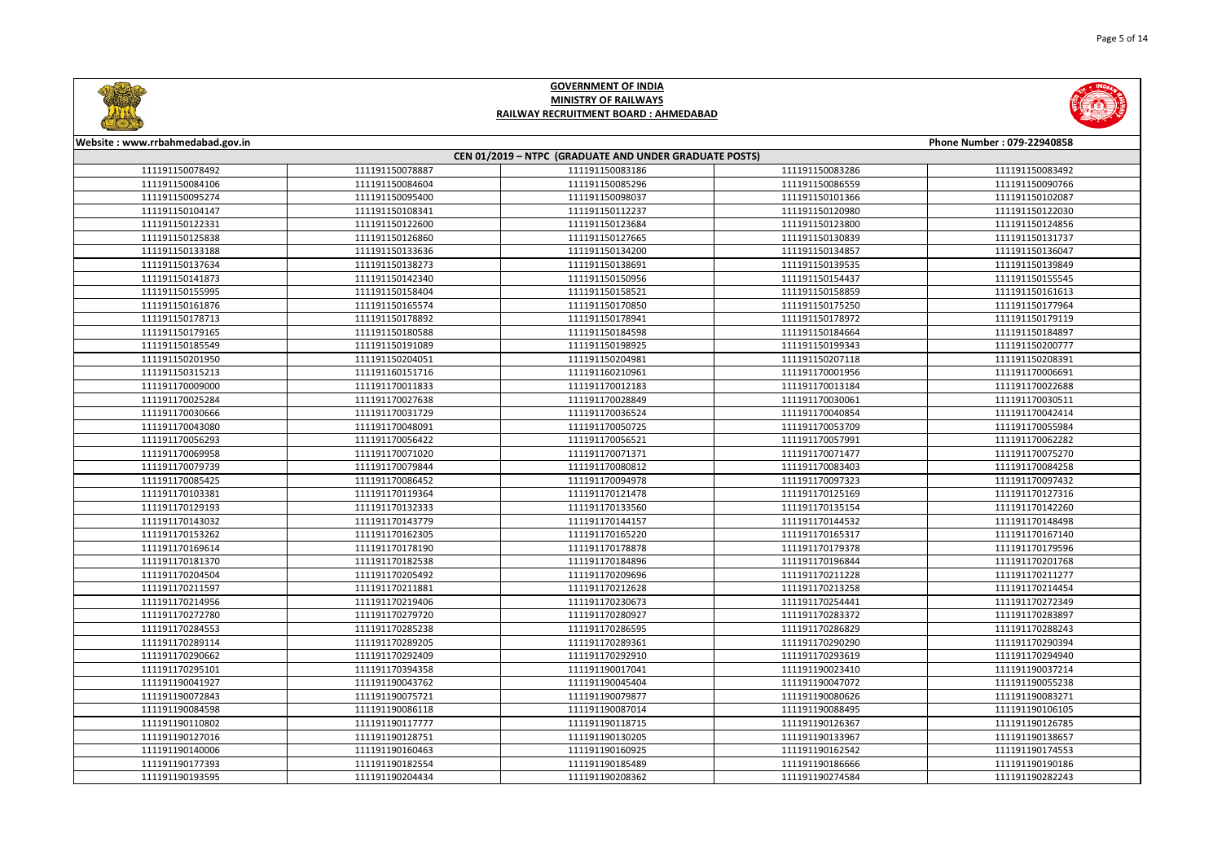# GOVERNMENT OF INDIA
## MINISTRY OF RAILWAYS
## RAILWAY RECRUITMENT BOARD : AHMEDABAD

Website : www.rrbahmedabad.gov.in

Phone Number : 079-22940858

CEN 01/2019 – NTPC (GRADUATE AND UNDER GRADUATE POSTS)

| | | | | |
|---|---|---|---|---|
| 111191150078492 | 111191150078887 | 111191150083186 | 111191150083286 | 111191150083492 |
| 111191150084106 | 111191150084604 | 111191150085296 | 111191150086559 | 111191150090766 |
| 111191150095274 | 111191150095400 | 111191150098037 | 111191150101366 | 111191150102087 |
| 111191150104147 | 111191150108341 | 111191150112237 | 111191150120980 | 111191150122030 |
| 111191150122331 | 111191150122600 | 111191150123684 | 111191150123800 | 111191150124856 |
| 111191150125838 | 111191150126860 | 111191150127665 | 111191150130839 | 111191150131737 |
| 111191150133188 | 111191150133636 | 111191150134200 | 111191150134857 | 111191150136047 |
| 111191150137634 | 111191150138273 | 111191150138691 | 111191150139535 | 111191150139849 |
| 111191150141873 | 111191150142340 | 111191150150956 | 111191150154437 | 111191150155545 |
| 111191150155995 | 111191150158404 | 111191150158521 | 111191150158859 | 111191150161613 |
| 111191150161876 | 111191150165574 | 111191150170850 | 111191150175250 | 111191150177964 |
| 111191150178713 | 111191150178892 | 111191150178941 | 111191150178972 | 111191150179119 |
| 111191150179165 | 111191150180588 | 111191150184598 | 111191150184664 | 111191150184897 |
| 111191150185549 | 111191150191089 | 111191150198925 | 111191150199343 | 111191150200777 |
| 111191150201950 | 111191150204051 | 111191150204981 | 111191150207118 | 111191150208391 |
| 111191150315213 | 111191160151716 | 111191160210961 | 111191170001956 | 111191170006691 |
| 111191170009000 | 111191170011833 | 111191170012183 | 111191170013184 | 111191170022688 |
| 111191170025284 | 111191170027638 | 111191170028849 | 111191170030061 | 111191170030511 |
| 111191170030666 | 111191170031729 | 111191170036524 | 111191170040854 | 111191170042414 |
| 111191170043080 | 111191170048091 | 111191170050725 | 111191170053709 | 111191170055984 |
| 111191170056293 | 111191170056422 | 111191170056521 | 111191170057991 | 111191170062282 |
| 111191170069958 | 111191170071020 | 111191170071371 | 111191170071477 | 111191170075270 |
| 111191170079739 | 111191170079844 | 111191170080812 | 111191170083403 | 111191170084258 |
| 111191170085425 | 111191170086452 | 111191170094978 | 111191170097323 | 111191170097432 |
| 111191170103381 | 111191170119364 | 111191170121478 | 111191170125169 | 111191170127316 |
| 111191170129193 | 111191170132333 | 111191170133560 | 111191170135154 | 111191170142260 |
| 111191170143032 | 111191170143779 | 111191170144157 | 111191170144532 | 111191170148498 |
| 111191170153262 | 111191170162305 | 111191170165220 | 111191170165317 | 111191170167140 |
| 111191170169614 | 111191170178190 | 111191170178878 | 111191170179378 | 111191170179596 |
| 111191170181370 | 111191170182538 | 111191170184896 | 111191170196844 | 111191170201768 |
| 111191170204504 | 111191170205492 | 111191170209696 | 111191170211228 | 111191170211277 |
| 111191170211597 | 111191170211881 | 111191170212628 | 111191170213258 | 111191170214454 |
| 111191170214956 | 111191170219406 | 111191170230673 | 111191170254441 | 111191170272349 |
| 111191170272780 | 111191170279720 | 111191170280927 | 111191170283372 | 111191170283897 |
| 111191170284553 | 111191170285238 | 111191170286595 | 111191170286829 | 111191170288243 |
| 111191170289114 | 111191170289205 | 111191170289361 | 111191170290290 | 111191170290394 |
| 111191170290662 | 111191170292409 | 111191170292910 | 111191170293619 | 111191170294940 |
| 111191170295101 | 111191170394358 | 111191190017041 | 111191190023410 | 111191190037214 |
| 111191190041927 | 111191190043762 | 111191190045404 | 111191190047072 | 111191190055238 |
| 111191190072843 | 111191190075721 | 111191190079877 | 111191190080626 | 111191190083271 |
| 111191190084598 | 111191190086118 | 111191190087014 | 111191190088495 | 111191190106105 |
| 111191190110802 | 111191190117777 | 111191190118715 | 111191190126367 | 111191190126785 |
| 111191190127016 | 111191190128751 | 111191190130205 | 111191190133967 | 111191190138657 |
| 111191190140006 | 111191190160463 | 111191190160925 | 111191190162542 | 111191190174553 |
| 111191190177393 | 111191190182554 | 111191190185489 | 111191190186666 | 111191190190186 |
| 111191190193595 | 111191190204434 | 111191190208362 | 111191190274584 | 111191190282243 |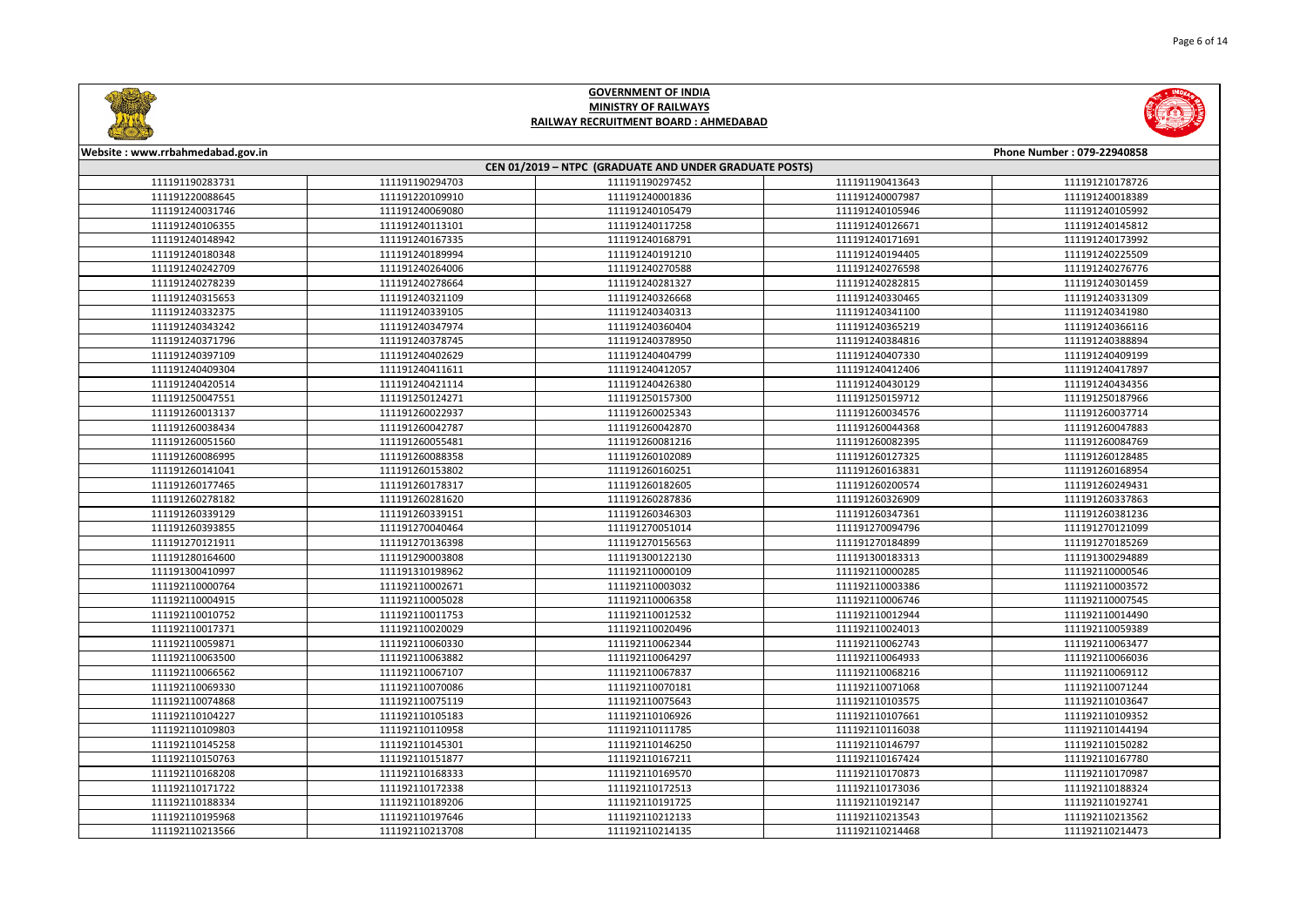# GOVERNMENT OF INDIA
## MINISTRY OF RAILWAYS
## RAILWAY RECRUITMENT BOARD : AHMEDABAD

Website : www.rrbahmedabad.gov.in | Phone Number : 079-22940858

### CEN 01/2019 – NTPC (GRADUATE AND UNDER GRADUATE POSTS)

| | | | | |
|---|---|---|---|---|
| 111191190283731 | 111191190294703 | 111191190297452 | 111191190413643 | 111191210178726 |
| 111191220088645 | 111191220109910 | 111191240001836 | 111191240007987 | 111191240018389 |
| 111191240031746 | 111191240069080 | 111191240105479 | 111191240105946 | 111191240105992 |
| 111191240106355 | 111191240113101 | 111191240117258 | 111191240126671 | 111191240145812 |
| 111191240148942 | 111191240167335 | 111191240168791 | 111191240171691 | 111191240173992 |
| 111191240180348 | 111191240189994 | 111191240191210 | 111191240194405 | 111191240225509 |
| 111191240242709 | 111191240264006 | 111191240270588 | 111191240276598 | 111191240276776 |
| 111191240278239 | 111191240278664 | 111191240281327 | 111191240282815 | 111191240301459 |
| 111191240315653 | 111191240321109 | 111191240326668 | 111191240330465 | 111191240331309 |
| 111191240332375 | 111191240339105 | 111191240340313 | 111191240341100 | 111191240341980 |
| 111191240343242 | 111191240347974 | 111191240360404 | 111191240365219 | 111191240366116 |
| 111191240371796 | 111191240378745 | 111191240378950 | 111191240384816 | 111191240388894 |
| 111191240397109 | 111191240402629 | 111191240404799 | 111191240407330 | 111191240409199 |
| 111191240409304 | 111191240411611 | 111191240412057 | 111191240412406 | 111191240417897 |
| 111191240420514 | 111191240421114 | 111191240426380 | 111191240430129 | 111191240434356 |
| 111191250047551 | 111191250124271 | 111191250157300 | 111191250159712 | 111191250187966 |
| 111191260013137 | 111191260022937 | 111191260025343 | 111191260034576 | 111191260037714 |
| 111191260038434 | 111191260042787 | 111191260042870 | 111191260044368 | 111191260047883 |
| 111191260051560 | 111191260055481 | 111191260081216 | 111191260082395 | 111191260084769 |
| 111191260086995 | 111191260088358 | 111191260102089 | 111191260127325 | 111191260128485 |
| 111191260141041 | 111191260153802 | 111191260160251 | 111191260163831 | 111191260168954 |
| 111191260177465 | 111191260178317 | 111191260182605 | 111191260200574 | 111191260249431 |
| 111191260278182 | 111191260281620 | 111191260287836 | 111191260326909 | 111191260337863 |
| 111191260339129 | 111191260339151 | 111191260346303 | 111191260347361 | 111191260381236 |
| 111191260393855 | 111191270040464 | 111191270051014 | 111191270094796 | 111191270121099 |
| 111191270121911 | 111191270136398 | 111191270156563 | 111191270184899 | 111191270185269 |
| 111191280164600 | 111191290003808 | 111191300122130 | 111191300183313 | 111191300294889 |
| 111191300410997 | 111191310198962 | 111192110000109 | 111192110000285 | 111192110000546 |
| 111192110000764 | 111192110002671 | 111192110003032 | 111192110003386 | 111192110003572 |
| 111192110004915 | 111192110005028 | 111192110006358 | 111192110006746 | 111192110007545 |
| 111192110010752 | 111192110011753 | 111192110012532 | 111192110012944 | 111192110014490 |
| 111192110017371 | 111192110020029 | 111192110020496 | 111192110024013 | 111192110059389 |
| 111192110059871 | 111192110060330 | 111192110062344 | 111192110062743 | 111192110063477 |
| 111192110063500 | 111192110063882 | 111192110064297 | 111192110064933 | 111192110066036 |
| 111192110066562 | 111192110067107 | 111192110067837 | 111192110068216 | 111192110069112 |
| 111192110069330 | 111192110070086 | 111192110070181 | 111192110071068 | 111192110071244 |
| 111192110074868 | 111192110075119 | 111192110075643 | 111192110103575 | 111192110103647 |
| 111192110104227 | 111192110105183 | 111192110106926 | 111192110107661 | 111192110109352 |
| 111192110109803 | 111192110110958 | 111192110111785 | 111192110116038 | 111192110144194 |
| 111192110145258 | 111192110145301 | 111192110146250 | 111192110146797 | 111192110150282 |
| 111192110150763 | 111192110151877 | 111192110167211 | 111192110167424 | 111192110167780 |
| 111192110168208 | 111192110168333 | 111192110169570 | 111192110170873 | 111192110170987 |
| 111192110171722 | 111192110172338 | 111192110172513 | 111192110173036 | 111192110188324 |
| 111192110188334 | 111192110189206 | 111192110191725 | 111192110192147 | 111192110192741 |
| 111192110195968 | 111192110197646 | 111192110212133 | 111192110213543 | 111192110213562 |
| 111192110213566 | 111192110213708 | 111192110214135 | 111192110214468 | 111192110214473 |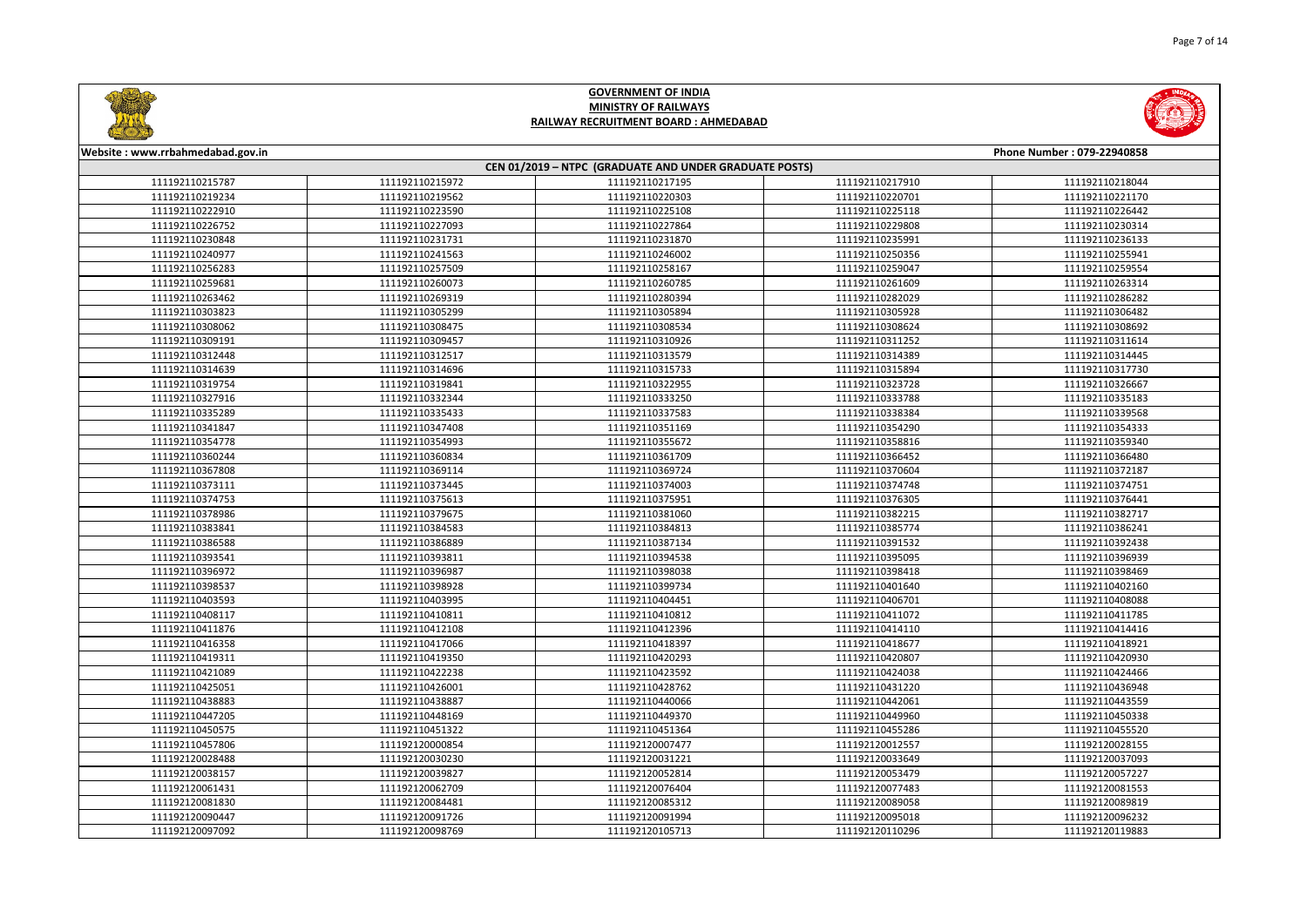# GOVERNMENT OF INDIA
## MINISTRY OF RAILWAYS
## RAILWAY RECRUITMENT BOARD : AHMEDABAD

Website : www.rrbahmedabad.gov.in

Phone Number : 079-22940858

### CEN 01/2019 – NTPC (GRADUATE AND UNDER GRADUATE POSTS)

| | | | | |
|---|---|---|---|---|
| 111192110215787 | 111192110215972 | 111192110217195 | 111192110217910 | 111192110218044 |
| 111192110219234 | 111192110219562 | 111192110220303 | 111192110220701 | 111192110221170 |
| 111192110222910 | 111192110223590 | 111192110225108 | 111192110225118 | 111192110226442 |
| 111192110226752 | 111192110227093 | 111192110227864 | 111192110229808 | 111192110230314 |
| 111192110230848 | 111192110231731 | 111192110231870 | 111192110235991 | 111192110236133 |
| 111192110240977 | 111192110241563 | 111192110246002 | 111192110250356 | 111192110255941 |
| 111192110256283 | 111192110257509 | 111192110258167 | 111192110259047 | 111192110259554 |
| 111192110259681 | 111192110260073 | 111192110260785 | 111192110261609 | 111192110263314 |
| 111192110263462 | 111192110269319 | 111192110280394 | 111192110282029 | 111192110286282 |
| 111192110303823 | 111192110305299 | 111192110305894 | 111192110305928 | 111192110306482 |
| 111192110308062 | 111192110308475 | 111192110308534 | 111192110308624 | 111192110308692 |
| 111192110309191 | 111192110309457 | 111192110310926 | 111192110311252 | 111192110311614 |
| 111192110312448 | 111192110312517 | 111192110313579 | 111192110314389 | 111192110314445 |
| 111192110314639 | 111192110314696 | 111192110315733 | 111192110315894 | 111192110317730 |
| 111192110319754 | 111192110319841 | 111192110322955 | 111192110323728 | 111192110326667 |
| 111192110327916 | 111192110332344 | 111192110333250 | 111192110333788 | 111192110335183 |
| 111192110335289 | 111192110335433 | 111192110337583 | 111192110338384 | 111192110339568 |
| 111192110341847 | 111192110347408 | 111192110351169 | 111192110354290 | 111192110354333 |
| 111192110354778 | 111192110354993 | 111192110355672 | 111192110358816 | 111192110359340 |
| 111192110360244 | 111192110360834 | 111192110361709 | 111192110366452 | 111192110366480 |
| 111192110367808 | 111192110369114 | 111192110369724 | 111192110370604 | 111192110372187 |
| 111192110373111 | 111192110373445 | 111192110374003 | 111192110374748 | 111192110374751 |
| 111192110374753 | 111192110375613 | 111192110375951 | 111192110376305 | 111192110376441 |
| 111192110378986 | 111192110379675 | 111192110381060 | 111192110382215 | 111192110382717 |
| 111192110383841 | 111192110384583 | 111192110384813 | 111192110385774 | 111192110386241 |
| 111192110386588 | 111192110386889 | 111192110387134 | 111192110391532 | 111192110392438 |
| 111192110393541 | 111192110393811 | 111192110394538 | 111192110395095 | 111192110396939 |
| 111192110396972 | 111192110396987 | 111192110398038 | 111192110398418 | 111192110398469 |
| 111192110398537 | 111192110398928 | 111192110399734 | 111192110401640 | 111192110402160 |
| 111192110403593 | 111192110403995 | 111192110404451 | 111192110406701 | 111192110408088 |
| 111192110408117 | 111192110410811 | 111192110410812 | 111192110411072 | 111192110411785 |
| 111192110411876 | 111192110412108 | 111192110412396 | 111192110414110 | 111192110414416 |
| 111192110416358 | 111192110417066 | 111192110418397 | 111192110418677 | 111192110418921 |
| 111192110419311 | 111192110419350 | 111192110420293 | 111192110420807 | 111192110420930 |
| 111192110421089 | 111192110422238 | 111192110423592 | 111192110424038 | 111192110424466 |
| 111192110425051 | 111192110426001 | 111192110428762 | 111192110431220 | 111192110436948 |
| 111192110438883 | 111192110438887 | 111192110440066 | 111192110442061 | 111192110443559 |
| 111192110447205 | 111192110448169 | 111192110449370 | 111192110449960 | 111192110450338 |
| 111192110450575 | 111192110451322 | 111192110451364 | 111192110455286 | 111192110455520 |
| 111192110457806 | 111192120000854 | 111192120007477 | 111192120012557 | 111192120028155 |
| 111192120028488 | 111192120030230 | 111192120031221 | 111192120033649 | 111192120037093 |
| 111192120038157 | 111192120039827 | 111192120052814 | 111192120053479 | 111192120057227 |
| 111192120061431 | 111192120062709 | 111192120076404 | 111192120077483 | 111192120081553 |
| 111192120081830 | 111192120084481 | 111192120085312 | 111192120089058 | 111192120089819 |
| 111192120090447 | 111192120091726 | 111192120091994 | 111192120095018 | 111192120096232 |
| 111192120097092 | 111192120098769 | 111192120105713 | 111192120110296 | 111192120119883 |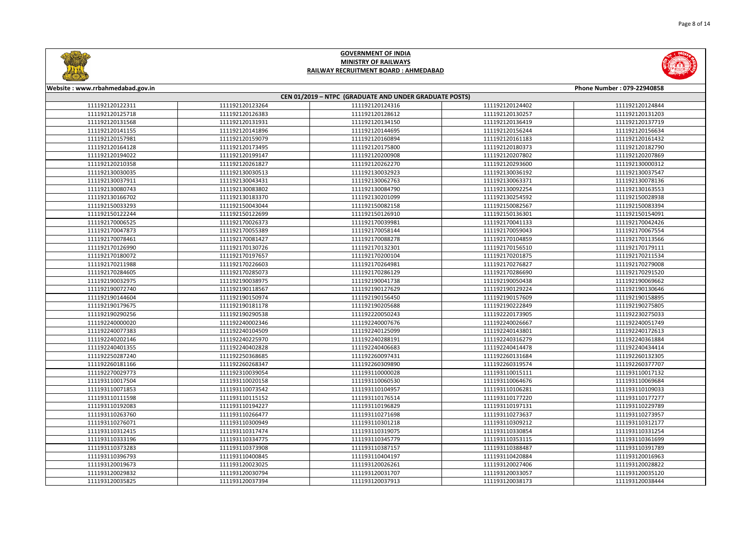# GOVERNMENT OF INDIA
## MINISTRY OF RAILWAYS
## RAILWAY RECRUITMENT BOARD : AHMEDABAD

Website : www.rrbahmedabad.gov.in

Phone Number : 079-22940858

### CEN 01/2019 – NTPC (GRADUATE AND UNDER GRADUATE POSTS)

| | | | | |
|---|---|---|---|---|
| 111192120122311 | 111192120123264 | 111192120124316 | 111192120124402 | 111192120124844 |
| 111192120125718 | 111192120126383 | 111192120128612 | 111192120130257 | 111192120131203 |
| 111192120131568 | 111192120131931 | 111192120134150 | 111192120136419 | 111192120137719 |
| 111192120141155 | 111192120141896 | 111192120144695 | 111192120156244 | 111192120156634 |
| 111192120157981 | 111192120159079 | 111192120160894 | 111192120161183 | 111192120161432 |
| 111192120164128 | 111192120173495 | 111192120175800 | 111192120180373 | 111192120182790 |
| 111192120194022 | 111192120199147 | 111192120200908 | 111192120207802 | 111192120207869 |
| 111192120210358 | 111192120261827 | 111192120262270 | 111192120293600 | 111192130000312 |
| 111192130030035 | 111192130030513 | 111192130032923 | 111192130036192 | 111192130037547 |
| 111192130037911 | 111192130043431 | 111192130062763 | 111192130063371 | 111192130078136 |
| 111192130080743 | 111192130083802 | 111192130084790 | 111192130092254 | 111192130163553 |
| 111192130166702 | 111192130183370 | 111192130201099 | 111192130254592 | 111192150028938 |
| 111192150033293 | 111192150043044 | 111192150082158 | 111192150082567 | 111192150083394 |
| 111192150122244 | 111192150122699 | 111192150126910 | 111192150136301 | 111192150154091 |
| 111192170006525 | 111192170026373 | 111192170039981 | 111192170041133 | 111192170042426 |
| 111192170047873 | 111192170055389 | 111192170058144 | 111192170059043 | 111192170067554 |
| 111192170078461 | 111192170081427 | 111192170088278 | 111192170104859 | 111192170113566 |
| 111192170126990 | 111192170130726 | 111192170132301 | 111192170156510 | 111192170179111 |
| 111192170180072 | 111192170197657 | 111192170200104 | 111192170201875 | 111192170211534 |
| 111192170211988 | 111192170226603 | 111192170264981 | 111192170276827 | 111192170279008 |
| 111192170284605 | 111192170285073 | 111192170286129 | 111192170286690 | 111192170291520 |
| 111192190032975 | 111192190038975 | 111192190041738 | 111192190050438 | 111192190069662 |
| 111192190072740 | 111192190118567 | 111192190127629 | 111192190129224 | 111192190130646 |
| 111192190144604 | 111192190150974 | 111192190156450 | 111192190157609 | 111192190158895 |
| 111192190179675 | 111192190181178 | 111192190205688 | 111192190222849 | 111192190275805 |
| 111192190290256 | 111192190290538 | 111192220050243 | 111192220173905 | 111192230275033 |
| 111192240000020 | 111192240002346 | 111192240007676 | 111192240026667 | 111192240051749 |
| 111192240077383 | 111192240104509 | 111192240125099 | 111192240143801 | 111192240172613 |
| 111192240202146 | 111192240225970 | 111192240288191 | 111192240316279 | 111192240361884 |
| 111192240401355 | 111192240402828 | 111192240406683 | 111192240414478 | 111192240434414 |
| 111192250287240 | 111192250368685 | 111192260097431 | 111192260131684 | 111192260132305 |
| 111192260181166 | 111192260268347 | 111192260309890 | 111192260319574 | 111192260377707 |
| 111192270029773 | 111192310039054 | 111193110000028 | 111193110015111 | 111193110017132 |
| 111193110017504 | 111193110020158 | 111193110060530 | 111193110064676 | 111193110069684 |
| 111193110071853 | 111193110073542 | 111193110104957 | 111193110106281 | 111193110109033 |
| 111193110111598 | 111193110115152 | 111193110176514 | 111193110177220 | 111193110177277 |
| 111193110192083 | 111193110194227 | 111193110196829 | 111193110197131 | 111193110229789 |
| 111193110263760 | 111193110266477 | 111193110271698 | 111193110273637 | 111193110273957 |
| 111193110276071 | 111193110300949 | 111193110301218 | 111193110309212 | 111193110312177 |
| 111193110312415 | 111193110317474 | 111193110319075 | 111193110330854 | 111193110331254 |
| 111193110333196 | 111193110334775 | 111193110345779 | 111193110353115 | 111193110361699 |
| 111193110373283 | 111193110373908 | 111193110387157 | 111193110388487 | 111193110391789 |
| 111193110396793 | 111193110400845 | 111193110404197 | 111193110420884 | 111193120016963 |
| 111193120019673 | 111193120023025 | 111193120026261 | 111193120027406 | 111193120028822 |
| 111193120029832 | 111193120030794 | 111193120031707 | 111193120033057 | 111193120035120 |
| 111193120035825 | 111193120037394 | 111193120037913 | 111193120038173 | 111193120038444 |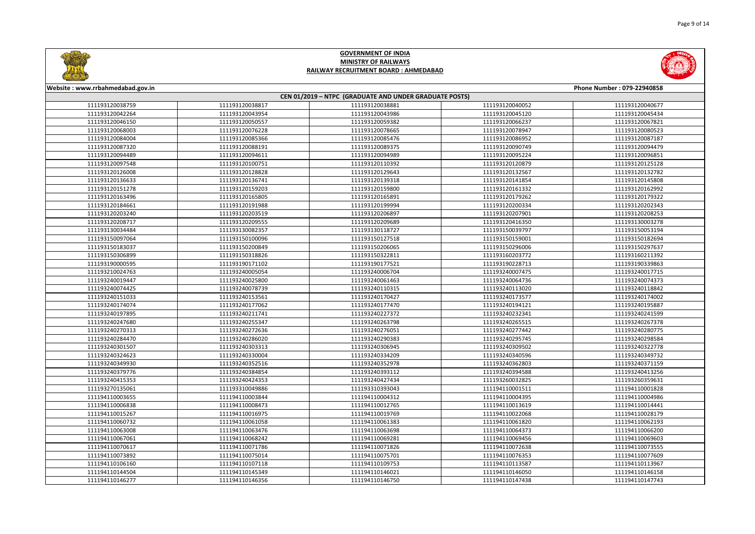# GOVERNMENT OF INDIA
## MINISTRY OF RAILWAYS
## RAILWAY RECRUITMENT BOARD : AHMEDABAD

Website : www.rrbahmedabad.gov.in

Phone Number : 079-22940858

### CEN 01/2019 – NTPC (GRADUATE AND UNDER GRADUATE POSTS)

| | | | | |
|---|---|---|---|---|
| 111193120038759 | 111193120038817 | 111193120038881 | 111193120040052 | 111193120040677 |
| 111193120042264 | 111193120043954 | 111193120043986 | 111193120045120 | 111193120045434 |
| 111193120046150 | 111193120050557 | 111193120059382 | 111193120066237 | 111193120067821 |
| 111193120068003 | 111193120076228 | 111193120078665 | 111193120078947 | 111193120080523 |
| 111193120084004 | 111193120085366 | 111193120085476 | 111193120086952 | 111193120087187 |
| 111193120087320 | 111193120088191 | 111193120089375 | 111193120090749 | 111193120094479 |
| 111193120094489 | 111193120094611 | 111193120094989 | 111193120095224 | 111193120096851 |
| 111193120097548 | 111193120100751 | 111193120110392 | 111193120120879 | 111193120125128 |
| 111193120126008 | 111193120128828 | 111193120129643 | 111193120132567 | 111193120132782 |
| 111193120136633 | 111193120136741 | 111193120139318 | 111193120141854 | 111193120145808 |
| 111193120151278 | 111193120159203 | 111193120159800 | 111193120161332 | 111193120162992 |
| 111193120163496 | 111193120165805 | 111193120165891 | 111193120179262 | 111193120179322 |
| 111193120184661 | 111193120191988 | 111193120199994 | 111193120200334 | 111193120202343 |
| 111193120203240 | 111193120203519 | 111193120206897 | 111193120207901 | 111193120208253 |
| 111193120208717 | 111193120209555 | 111193120209689 | 111193120416350 | 111193130003278 |
| 111193130034484 | 111193130082357 | 111193130118727 | 111193150039797 | 111193150053194 |
| 111193150097064 | 111193150100096 | 111193150127518 | 111193150159001 | 111193150182694 |
| 111193150183037 | 111193150200849 | 111193150206065 | 111193150296006 | 111193150297637 |
| 111193150306899 | 111193150318826 | 111193150322811 | 111193160203772 | 111193160211392 |
| 111193190000595 | 111193190171102 | 111193190177521 | 111193190228713 | 111193190339863 |
| 111193210024763 | 111193240005054 | 111193240006704 | 111193240007475 | 111193240017715 |
| 111193240019447 | 111193240025800 | 111193240061463 | 111193240064736 | 111193240074373 |
| 111193240074425 | 111193240078739 | 111193240110315 | 111193240113020 | 111193240118842 |
| 111193240151033 | 111193240153561 | 111193240170427 | 111193240173577 | 111193240174002 |
| 111193240174074 | 111193240177062 | 111193240177470 | 111193240194121 | 111193240195887 |
| 111193240197895 | 111193240211741 | 111193240227372 | 111193240232341 | 111193240241599 |
| 111193240247680 | 111193240255347 | 111193240263798 | 111193240265515 | 111193240267378 |
| 111193240270313 | 111193240272636 | 111193240276051 | 111193240277442 | 111193240280775 |
| 111193240284470 | 111193240286020 | 111193240290383 | 111193240295745 | 111193240298584 |
| 111193240301507 | 111193240303313 | 111193240306945 | 111193240309502 | 111193240322778 |
| 111193240324623 | 111193240330004 | 111193240334209 | 111193240340596 | 111193240349732 |
| 111193240349930 | 111193240352516 | 111193240352978 | 111193240362803 | 111193240371159 |
| 111193240379776 | 111193240384854 | 111193240393112 | 111193240394588 | 111193240413256 |
| 111193240415353 | 111193240424353 | 111193240427434 | 111193260032825 | 111193260359631 |
| 111193270135061 | 111193310049886 | 111193310393043 | 111194110001511 | 111194110001828 |
| 111194110003655 | 111194110003844 | 111194110004312 | 111194110004395 | 111194110004986 |
| 111194110006838 | 111194110008473 | 111194110012765 | 111194110013619 | 111194110014441 |
| 111194110015267 | 111194110016975 | 111194110019769 | 111194110022068 | 111194110028179 |
| 111194110060732 | 111194110061058 | 111194110061383 | 111194110061820 | 111194110062193 |
| 111194110063008 | 111194110063476 | 111194110063698 | 111194110064373 | 111194110066200 |
| 111194110067061 | 111194110068242 | 111194110069281 | 111194110069456 | 111194110069603 |
| 111194110070617 | 111194110071786 | 111194110071826 | 111194110072638 | 111194110073555 |
| 111194110073892 | 111194110075014 | 111194110075701 | 111194110076353 | 111194110077609 |
| 111194110106160 | 111194110107118 | 111194110109753 | 111194110113587 | 111194110113967 |
| 111194110144504 | 111194110145349 | 111194110146021 | 111194110146050 | 111194110146158 |
| 111194110146277 | 111194110146356 | 111194110146750 | 111194110147438 | 111194110147743 |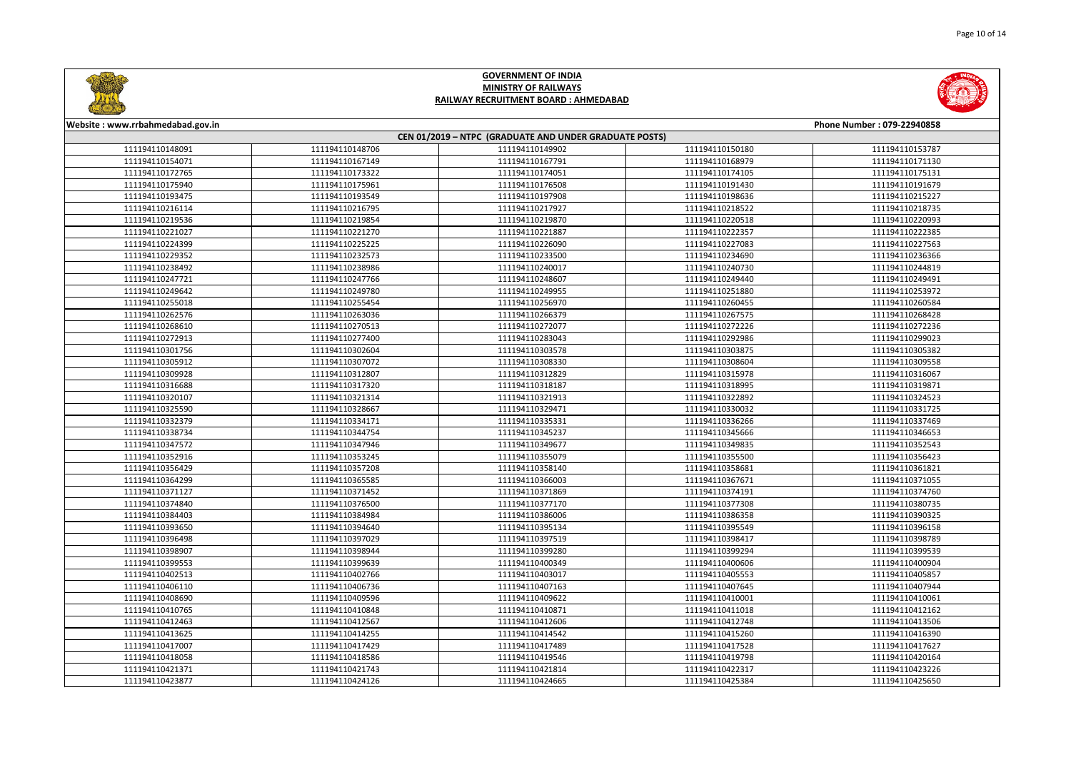# GOVERNMENT OF INDIA
## MINISTRY OF RAILWAYS
## RAILWAY RECRUITMENT BOARD : AHMEDABAD

**Website : www.rrbahmedabad.gov.in** | **Phone Number : 079-22940858**

### CEN 01/2019 – NTPC (GRADUATE AND UNDER GRADUATE POSTS)

| | | | | |
|---|---|---|---|---|
| 111194110148091 | 111194110148706 | 111194110149902 | 111194110150180 | 111194110153787 |
| 111194110154071 | 111194110167149 | 111194110167791 | 111194110168979 | 111194110171130 |
| 111194110172765 | 111194110173322 | 111194110174051 | 111194110174105 | 111194110175131 |
| 111194110175940 | 111194110175961 | 111194110176508 | 111194110191430 | 111194110191679 |
| 111194110193475 | 111194110193549 | 111194110197908 | 111194110198636 | 111194110215227 |
| 111194110216114 | 111194110216795 | 111194110217927 | 111194110218522 | 111194110218735 |
| 111194110219536 | 111194110219854 | 111194110219870 | 111194110220518 | 111194110220993 |
| 111194110221027 | 111194110221270 | 111194110221887 | 111194110222357 | 111194110222385 |
| 111194110224399 | 111194110225225 | 111194110226090 | 111194110227083 | 111194110227563 |
| 111194110229352 | 111194110232573 | 111194110233500 | 111194110234690 | 111194110236366 |
| 111194110238492 | 111194110238986 | 111194110240017 | 111194110240730 | 111194110244819 |
| 111194110247721 | 111194110247766 | 111194110248607 | 111194110249440 | 111194110249491 |
| 111194110249642 | 111194110249780 | 111194110249955 | 111194110251880 | 111194110253972 |
| 111194110255018 | 111194110255454 | 111194110256970 | 111194110260455 | 111194110260584 |
| 111194110262576 | 111194110263036 | 111194110266379 | 111194110267575 | 111194110268428 |
| 111194110268610 | 111194110270513 | 111194110272077 | 111194110272226 | 111194110272236 |
| 111194110272913 | 111194110277400 | 111194110283043 | 111194110292986 | 111194110299023 |
| 111194110301756 | 111194110302604 | 111194110303578 | 111194110303875 | 111194110305382 |
| 111194110305912 | 111194110307072 | 111194110308330 | 111194110308604 | 111194110309558 |
| 111194110309928 | 111194110312807 | 111194110312829 | 111194110315978 | 111194110316067 |
| 111194110316688 | 111194110317320 | 111194110318187 | 111194110318995 | 111194110319871 |
| 111194110320107 | 111194110321314 | 111194110321913 | 111194110322892 | 111194110324523 |
| 111194110325590 | 111194110328667 | 111194110329471 | 111194110330032 | 111194110331725 |
| 111194110332379 | 111194110334171 | 111194110335331 | 111194110336266 | 111194110337469 |
| 111194110338734 | 111194110344754 | 111194110345237 | 111194110345666 | 111194110346653 |
| 111194110347572 | 111194110347946 | 111194110349677 | 111194110349835 | 111194110352543 |
| 111194110352916 | 111194110353245 | 111194110355079 | 111194110355500 | 111194110356423 |
| 111194110356429 | 111194110357208 | 111194110358140 | 111194110358681 | 111194110361821 |
| 111194110364299 | 111194110365585 | 111194110366003 | 111194110367671 | 111194110371055 |
| 111194110371127 | 111194110371452 | 111194110371869 | 111194110374191 | 111194110374760 |
| 111194110374840 | 111194110376500 | 111194110377170 | 111194110377308 | 111194110380735 |
| 111194110384403 | 111194110384984 | 111194110386006 | 111194110386358 | 111194110390325 |
| 111194110393650 | 111194110394640 | 111194110395134 | 111194110395549 | 111194110396158 |
| 111194110396498 | 111194110397029 | 111194110397519 | 111194110398417 | 111194110398789 |
| 111194110398907 | 111194110398944 | 111194110399280 | 111194110399294 | 111194110399539 |
| 111194110399553 | 111194110399639 | 111194110400349 | 111194110400606 | 111194110400904 |
| 111194110402513 | 111194110402766 | 111194110403017 | 111194110405553 | 111194110405857 |
| 111194110406110 | 111194110406736 | 111194110407163 | 111194110407645 | 111194110407944 |
| 111194110408690 | 111194110409596 | 111194110409622 | 111194110410001 | 111194110410061 |
| 111194110410765 | 111194110410848 | 111194110410871 | 111194110411018 | 111194110412162 |
| 111194110412463 | 111194110412567 | 111194110412606 | 111194110412748 | 111194110413506 |
| 111194110413625 | 111194110414255 | 111194110414542 | 111194110415260 | 111194110416390 |
| 111194110417007 | 111194110417429 | 111194110417489 | 111194110417528 | 111194110417627 |
| 111194110418058 | 111194110418586 | 111194110419546 | 111194110419798 | 111194110420164 |
| 111194110421371 | 111194110421743 | 111194110421814 | 111194110422317 | 111194110423226 |
| 111194110423877 | 111194110424126 | 111194110424665 | 111194110425384 | 111194110425650 |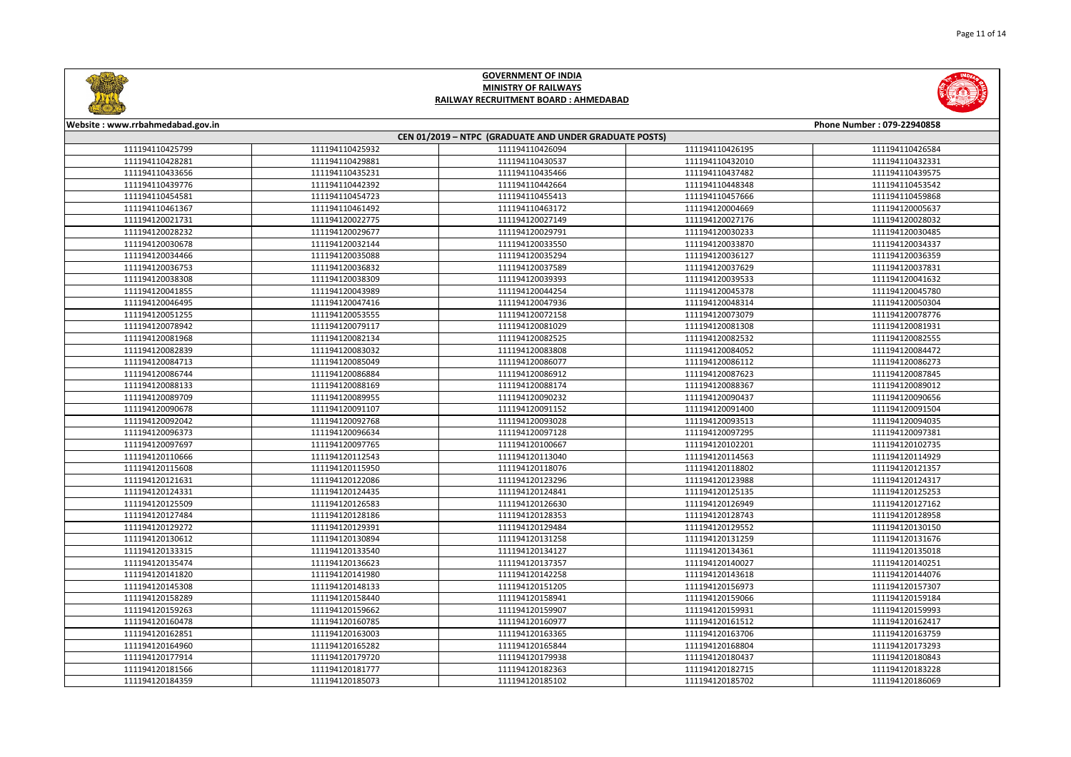# GOVERNMENT OF INDIA
## MINISTRY OF RAILWAYS
## RAILWAY RECRUITMENT BOARD : AHMEDABAD

Website : www.rrbahmedabad.gov.in

Phone Number : 079-22940858

CEN 01/2019 – NTPC (GRADUATE AND UNDER GRADUATE POSTS)

| | | | | |
|---|---|---|---|---|
| 111194110425799 | 111194110425932 | 111194110426094 | 111194110426195 | 111194110426584 |
| 111194110428281 | 111194110429881 | 111194110430537 | 111194110432010 | 111194110432331 |
| 111194110433656 | 111194110435231 | 111194110435466 | 111194110437482 | 111194110439575 |
| 111194110439776 | 111194110442392 | 111194110442664 | 111194110448348 | 111194110453542 |
| 111194110454581 | 111194110454723 | 111194110455413 | 111194110457666 | 111194110459868 |
| 111194110461367 | 111194110461492 | 111194110463172 | 111194120004669 | 111194120005637 |
| 111194120021731 | 111194120022775 | 111194120027149 | 111194120027176 | 111194120028032 |
| 111194120028232 | 111194120029677 | 111194120029791 | 111194120030233 | 111194120030485 |
| 111194120030678 | 111194120032144 | 111194120033550 | 111194120033870 | 111194120034337 |
| 111194120034466 | 111194120035088 | 111194120035294 | 111194120036127 | 111194120036359 |
| 111194120036753 | 111194120036832 | 111194120037589 | 111194120037629 | 111194120037831 |
| 111194120038308 | 111194120038309 | 111194120039393 | 111194120039533 | 111194120041632 |
| 111194120041855 | 111194120043989 | 111194120044254 | 111194120045378 | 111194120045780 |
| 111194120046495 | 111194120047416 | 111194120047936 | 111194120048314 | 111194120050304 |
| 111194120051255 | 111194120053555 | 111194120072158 | 111194120073079 | 111194120078776 |
| 111194120078942 | 111194120079117 | 111194120081029 | 111194120081308 | 111194120081931 |
| 111194120081968 | 111194120082134 | 111194120082525 | 111194120082532 | 111194120082555 |
| 111194120082839 | 111194120083032 | 111194120083808 | 111194120084052 | 111194120084472 |
| 111194120084713 | 111194120085049 | 111194120086077 | 111194120086112 | 111194120086273 |
| 111194120086744 | 111194120086884 | 111194120086912 | 111194120087623 | 111194120087845 |
| 111194120088133 | 111194120088169 | 111194120088174 | 111194120088367 | 111194120089012 |
| 111194120089709 | 111194120089955 | 111194120090232 | 111194120090437 | 111194120090656 |
| 111194120090678 | 111194120091107 | 111194120091152 | 111194120091400 | 111194120091504 |
| 111194120092042 | 111194120092768 | 111194120093028 | 111194120093513 | 111194120094035 |
| 111194120096373 | 111194120096634 | 111194120097128 | 111194120097295 | 111194120097381 |
| 111194120097697 | 111194120097765 | 111194120100667 | 111194120102201 | 111194120102735 |
| 111194120110666 | 111194120112543 | 111194120113040 | 111194120114563 | 111194120114929 |
| 111194120115608 | 111194120115950 | 111194120118076 | 111194120118802 | 111194120121357 |
| 111194120121631 | 111194120122086 | 111194120123296 | 111194120123988 | 111194120124317 |
| 111194120124331 | 111194120124435 | 111194120124841 | 111194120125135 | 111194120125253 |
| 111194120125509 | 111194120126583 | 111194120126630 | 111194120126949 | 111194120127162 |
| 111194120127484 | 111194120128186 | 111194120128353 | 111194120128743 | 111194120128958 |
| 111194120129272 | 111194120129391 | 111194120129484 | 111194120129552 | 111194120130150 |
| 111194120130612 | 111194120130894 | 111194120131258 | 111194120131259 | 111194120131676 |
| 111194120133315 | 111194120133540 | 111194120134127 | 111194120134361 | 111194120135018 |
| 111194120135474 | 111194120136623 | 111194120137357 | 111194120140027 | 111194120140251 |
| 111194120141820 | 111194120141980 | 111194120142258 | 111194120143618 | 111194120144076 |
| 111194120145308 | 111194120148133 | 111194120151205 | 111194120156973 | 111194120157307 |
| 111194120158289 | 111194120158440 | 111194120158941 | 111194120159066 | 111194120159184 |
| 111194120159263 | 111194120159662 | 111194120159907 | 111194120159931 | 111194120159993 |
| 111194120160478 | 111194120160785 | 111194120160977 | 111194120161512 | 111194120162417 |
| 111194120162851 | 111194120163003 | 111194120163365 | 111194120163706 | 111194120163759 |
| 111194120164960 | 111194120165282 | 111194120165844 | 111194120168804 | 111194120173293 |
| 111194120177914 | 111194120179720 | 111194120179938 | 111194120180437 | 111194120180843 |
| 111194120181566 | 111194120181777 | 111194120182363 | 111194120182715 | 111194120183228 |
| 111194120184359 | 111194120185073 | 111194120185102 | 111194120185702 | 111194120186069 |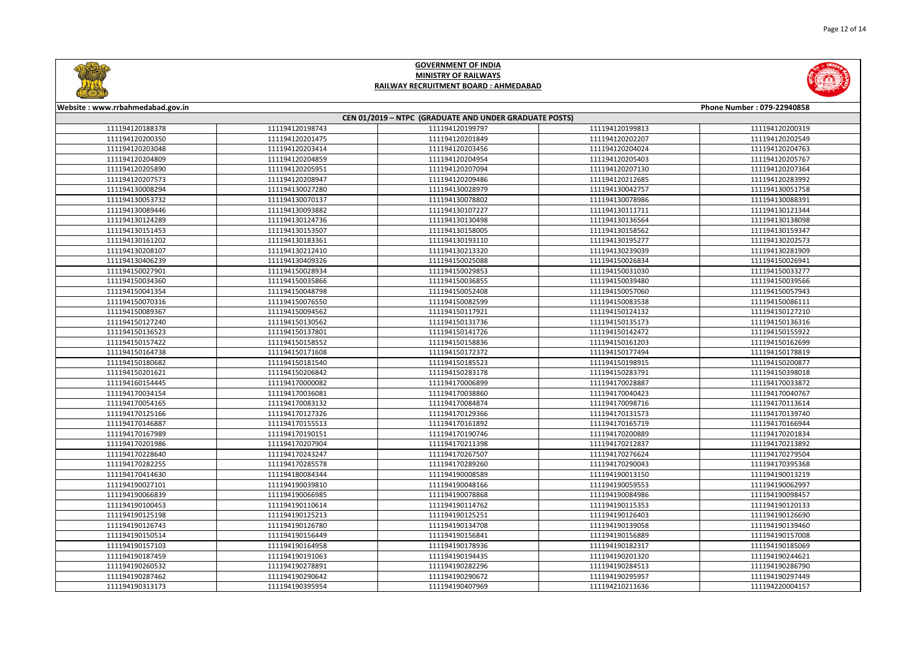# GOVERNMENT OF INDIA
## MINISTRY OF RAILWAYS
## RAILWAY RECRUITMENT BOARD : AHMEDABAD

Website : www.rrbahmedabad.gov.in | Phone Number : 079-22940858

### CEN 01/2019 – NTPC (GRADUATE AND UNDER GRADUATE POSTS)

| | | | | |
|---|---|---|---|---|
| 111194120188378 | 111194120198743 | 111194120199797 | 111194120199813 | 111194120200319 |
| 111194120200350 | 111194120201475 | 111194120201849 | 111194120202207 | 111194120202549 |
| 111194120203048 | 111194120203414 | 111194120203456 | 111194120204024 | 111194120204763 |
| 111194120204809 | 111194120204859 | 111194120204954 | 111194120205403 | 111194120205767 |
| 111194120205890 | 111194120205951 | 111194120207094 | 111194120207130 | 111194120207364 |
| 111194120207573 | 111194120208947 | 111194120209486 | 111194120212685 | 111194120283992 |
| 111194130008294 | 111194130027280 | 111194130028979 | 111194130042757 | 111194130051758 |
| 111194130053732 | 111194130070137 | 111194130078802 | 111194130078986 | 111194130088391 |
| 111194130089446 | 111194130093882 | 111194130107227 | 111194130111711 | 111194130121344 |
| 111194130124289 | 111194130124736 | 111194130130498 | 111194130136564 | 111194130138098 |
| 111194130151453 | 111194130153507 | 111194130158005 | 111194130158562 | 111194130159347 |
| 111194130161202 | 111194130183361 | 111194130193110 | 111194130195277 | 111194130202573 |
| 111194130208107 | 111194130212410 | 111194130213320 | 111194130239039 | 111194130281909 |
| 111194130406239 | 111194130409326 | 111194150025088 | 111194150026834 | 111194150026941 |
| 111194150027901 | 111194150028934 | 111194150029853 | 111194150031030 | 111194150033277 |
| 111194150034360 | 111194150035866 | 111194150036855 | 111194150039480 | 111194150039566 |
| 111194150041354 | 111194150048798 | 111194150052408 | 111194150057060 | 111194150057943 |
| 111194150070316 | 111194150076550 | 111194150082599 | 111194150083538 | 111194150086111 |
| 111194150089367 | 111194150094562 | 111194150117921 | 111194150124132 | 111194150127210 |
| 111194150127240 | 111194150130562 | 111194150131736 | 111194150135173 | 111194150136316 |
| 111194150136523 | 111194150137801 | 111194150141726 | 111194150142472 | 111194150155922 |
| 111194150157422 | 111194150158552 | 111194150158836 | 111194150161203 | 111194150162699 |
| 111194150164738 | 111194150171608 | 111194150172372 | 111194150177494 | 111194150178819 |
| 111194150180682 | 111194150181540 | 111194150185523 | 111194150198915 | 111194150200877 |
| 111194150201621 | 111194150206842 | 111194150283178 | 111194150283791 | 111194150398018 |
| 111194160154445 | 111194170000082 | 111194170006899 | 111194170028887 | 111194170033872 |
| 111194170034154 | 111194170036081 | 111194170038860 | 111194170040423 | 111194170040767 |
| 111194170054165 | 111194170083132 | 111194170084874 | 111194170098716 | 111194170113614 |
| 111194170125166 | 111194170127326 | 111194170129366 | 111194170131573 | 111194170139740 |
| 111194170146887 | 111194170155513 | 111194170161892 | 111194170165719 | 111194170166944 |
| 111194170167989 | 111194170190151 | 111194170190746 | 111194170200889 | 111194170201834 |
| 111194170201986 | 111194170207904 | 111194170211398 | 111194170212837 | 111194170213892 |
| 111194170228640 | 111194170243247 | 111194170267507 | 111194170276624 | 111194170279504 |
| 111194170282255 | 111194170285578 | 111194170289260 | 111194170290043 | 111194170395368 |
| 111194170414630 | 111194180084344 | 111194190008589 | 111194190013150 | 111194190013219 |
| 111194190027101 | 111194190039810 | 111194190048166 | 111194190059553 | 111194190062997 |
| 111194190066839 | 111194190066985 | 111194190078868 | 111194190084986 | 111194190098457 |
| 111194190100453 | 111194190110614 | 111194190114762 | 111194190115353 | 111194190120133 |
| 111194190125198 | 111194190125213 | 111194190125251 | 111194190126403 | 111194190126690 |
| 111194190126743 | 111194190126780 | 111194190134708 | 111194190139058 | 111194190139460 |
| 111194190150514 | 111194190156449 | 111194190156841 | 111194190156889 | 111194190157008 |
| 111194190157103 | 111194190164958 | 111194190178936 | 111194190182317 | 111194190185069 |
| 111194190187459 | 111194190191063 | 111194190194435 | 111194190201320 | 111194190244621 |
| 111194190260532 | 111194190278891 | 111194190282296 | 111194190284513 | 111194190286790 |
| 111194190287462 | 111194190290642 | 111194190290672 | 111194190295957 | 111194190297449 |
| 111194190313173 | 111194190395954 | 111194190407969 | 111194210211636 | 111194220004157 |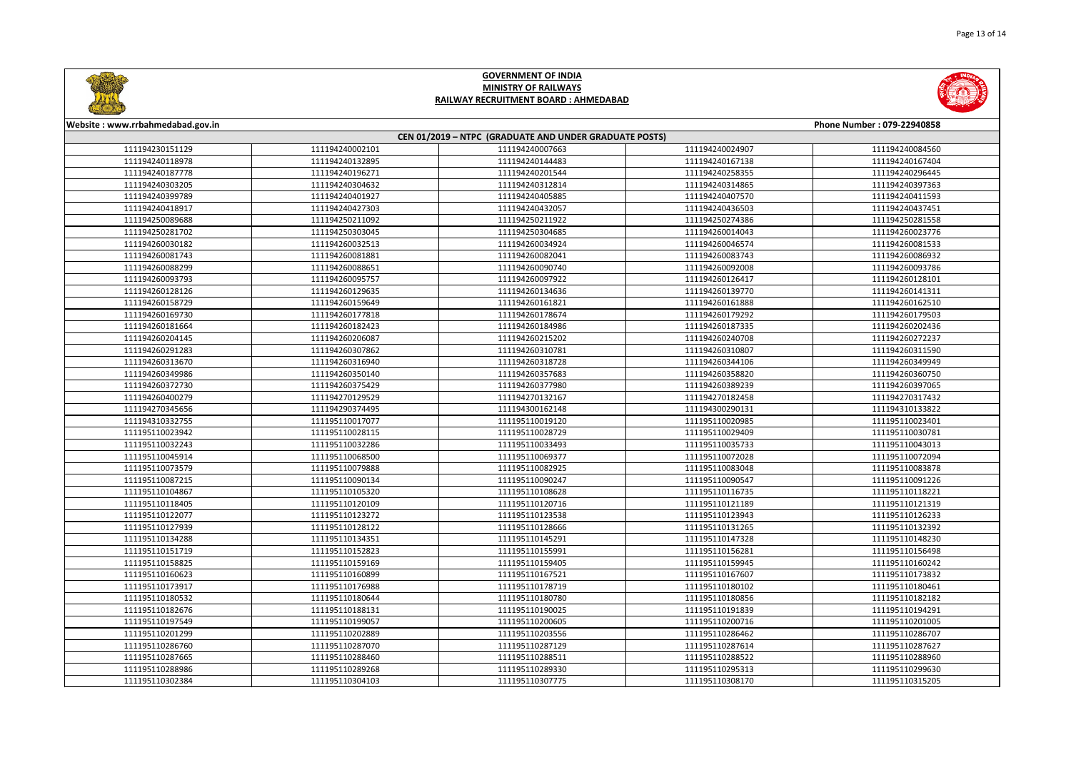# GOVERNMENT OF INDIA
## MINISTRY OF RAILWAYS
## RAILWAY RECRUITMENT BOARD : AHMEDABAD

Website : www.rrbahmedabad.gov.in | Phone Number : 079-22940858

### CEN 01/2019 – NTPC (GRADUATE AND UNDER GRADUATE POSTS)

| | | | | |
|---|---|---|---|---|
| 111194230151129 | 111194240002101 | 111194240007663 | 111194240024907 | 111194240084560 |
| 111194240118978 | 111194240132895 | 111194240144483 | 111194240167138 | 111194240167404 |
| 111194240187778 | 111194240196271 | 111194240201544 | 111194240258355 | 111194240296445 |
| 111194240303205 | 111194240304632 | 111194240312814 | 111194240314865 | 111194240397363 |
| 111194240399789 | 111194240401927 | 111194240405885 | 111194240407570 | 111194240411593 |
| 111194240418917 | 111194240427303 | 111194240432057 | 111194240436503 | 111194240437451 |
| 111194250089688 | 111194250211092 | 111194250211922 | 111194250274386 | 111194250281558 |
| 111194250281702 | 111194250303045 | 111194250304685 | 111194260014043 | 111194260023776 |
| 111194260030182 | 111194260032513 | 111194260034924 | 111194260046574 | 111194260081533 |
| 111194260081743 | 111194260081881 | 111194260082041 | 111194260083743 | 111194260086932 |
| 111194260088299 | 111194260088651 | 111194260090740 | 111194260092008 | 111194260093786 |
| 111194260093793 | 111194260095757 | 111194260097922 | 111194260126417 | 111194260128101 |
| 111194260128126 | 111194260129635 | 111194260134636 | 111194260139770 | 111194260141311 |
| 111194260158729 | 111194260159649 | 111194260161821 | 111194260161888 | 111194260162510 |
| 111194260169730 | 111194260177818 | 111194260178674 | 111194260179292 | 111194260179503 |
| 111194260181664 | 111194260182423 | 111194260184986 | 111194260187335 | 111194260202436 |
| 111194260204145 | 111194260206087 | 111194260215202 | 111194260240708 | 111194260272237 |
| 111194260291283 | 111194260307862 | 111194260310781 | 111194260310807 | 111194260311590 |
| 111194260313670 | 111194260316940 | 111194260318728 | 111194260344106 | 111194260349949 |
| 111194260349986 | 111194260350140 | 111194260357683 | 111194260358820 | 111194260360750 |
| 111194260372730 | 111194260375429 | 111194260377980 | 111194260389239 | 111194260397065 |
| 111194260400279 | 111194270129529 | 111194270132167 | 111194270182458 | 111194270317432 |
| 111194270345656 | 111194290374495 | 111194300162148 | 111194300290131 | 111194310133822 |
| 111194310332755 | 111195110017077 | 111195110019120 | 111195110020985 | 111195110023401 |
| 111195110023942 | 111195110028115 | 111195110028729 | 111195110029409 | 111195110030781 |
| 111195110032243 | 111195110032286 | 111195110033493 | 111195110035733 | 111195110043013 |
| 111195110045914 | 111195110068500 | 111195110069377 | 111195110072028 | 111195110072094 |
| 111195110073579 | 111195110079888 | 111195110082925 | 111195110083048 | 111195110083878 |
| 111195110087215 | 111195110090134 | 111195110090247 | 111195110090547 | 111195110091226 |
| 111195110104867 | 111195110105320 | 111195110108628 | 111195110116735 | 111195110118221 |
| 111195110118405 | 111195110120109 | 111195110120716 | 111195110121189 | 111195110121319 |
| 111195110122077 | 111195110123272 | 111195110123538 | 111195110123943 | 111195110126233 |
| 111195110127939 | 111195110128122 | 111195110128666 | 111195110131265 | 111195110132392 |
| 111195110134288 | 111195110134351 | 111195110145291 | 111195110147328 | 111195110148230 |
| 111195110151719 | 111195110152823 | 111195110155991 | 111195110156281 | 111195110156498 |
| 111195110158825 | 111195110159169 | 111195110159405 | 111195110159945 | 111195110160242 |
| 111195110160623 | 111195110160899 | 111195110167521 | 111195110167607 | 111195110173832 |
| 111195110173917 | 111195110176988 | 111195110178719 | 111195110180102 | 111195110180461 |
| 111195110180532 | 111195110180644 | 111195110180780 | 111195110180856 | 111195110182182 |
| 111195110182676 | 111195110188131 | 111195110190025 | 111195110191839 | 111195110194291 |
| 111195110197549 | 111195110199057 | 111195110200605 | 111195110200716 | 111195110201005 |
| 111195110201299 | 111195110202889 | 111195110203556 | 111195110286462 | 111195110286707 |
| 111195110286760 | 111195110287070 | 111195110287129 | 111195110287614 | 111195110287627 |
| 111195110287665 | 111195110288460 | 111195110288511 | 111195110288522 | 111195110288960 |
| 111195110288986 | 111195110289268 | 111195110289330 | 111195110295313 | 111195110299630 |
| 111195110302384 | 111195110304103 | 111195110307775 | 111195110308170 | 111195110315205 |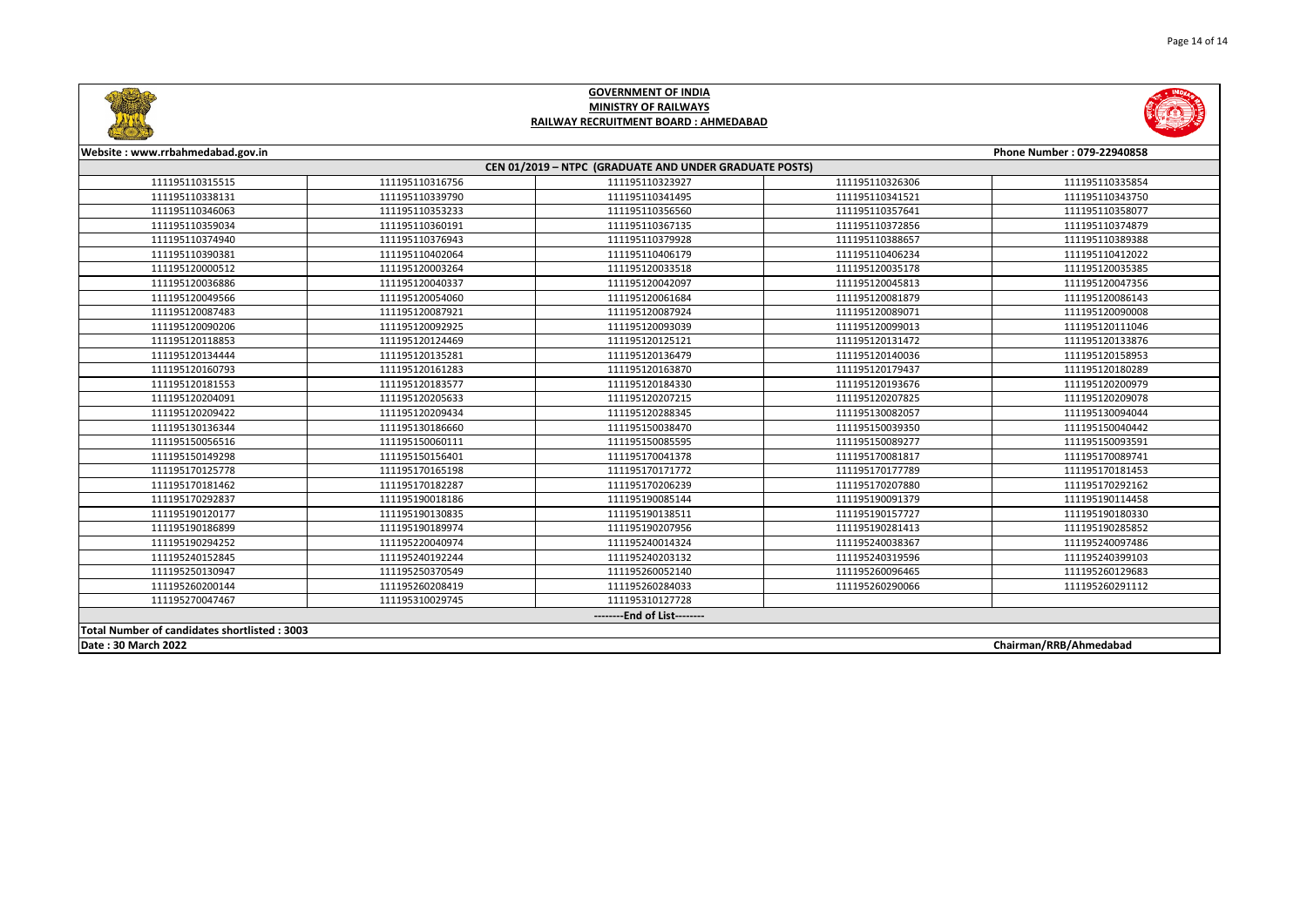# GOVERNMENT OF INDIA
## MINISTRY OF RAILWAYS
## RAILWAY RECRUITMENT BOARD : AHMEDABAD

**Website : www.rrbahmedabad.gov.in** **Phone Number : 079-22940858**

**CEN 01/2019 – NTPC (GRADUATE AND UNDER GRADUATE POSTS)**

| | | | | |
|---|---|---|---|---|
| 111195110315515 | 111195110316756 | 111195110323927 | 111195110326306 | 111195110335854 |
| 111195110338131 | 111195110339790 | 111195110341495 | 111195110341521 | 111195110343750 |
| 111195110346063 | 111195110353233 | 111195110356560 | 111195110357641 | 111195110358077 |
| 111195110359034 | 111195110360191 | 111195110367135 | 111195110372856 | 111195110374879 |
| 111195110374940 | 111195110376943 | 111195110379928 | 111195110388657 | 111195110389388 |
| 111195110390381 | 111195110402064 | 111195110406179 | 111195110406234 | 111195110412022 |
| 111195120000512 | 111195120003264 | 111195120033518 | 111195120035178 | 111195120035385 |
| 111195120036886 | 111195120040337 | 111195120042097 | 111195120045813 | 111195120047356 |
| 111195120049566 | 111195120054060 | 111195120061684 | 111195120081879 | 111195120086143 |
| 111195120087483 | 111195120087921 | 111195120087924 | 111195120089071 | 111195120090008 |
| 111195120090206 | 111195120092925 | 111195120093039 | 111195120099013 | 111195120111046 |
| 111195120118853 | 111195120124469 | 111195120125121 | 111195120131472 | 111195120133876 |
| 111195120134444 | 111195120135281 | 111195120136479 | 111195120140036 | 111195120158953 |
| 111195120160793 | 111195120161283 | 111195120163870 | 111195120179437 | 111195120180289 |
| 111195120181553 | 111195120183577 | 111195120184330 | 111195120193676 | 111195120200979 |
| 111195120204091 | 111195120205633 | 111195120207215 | 111195120207825 | 111195120209078 |
| 111195120209422 | 111195120209434 | 111195120288345 | 111195130082057 | 111195130094044 |
| 111195130136344 | 111195130186660 | 111195150038470 | 111195150039350 | 111195150040442 |
| 111195150056516 | 111195150060111 | 111195150085595 | 111195150089277 | 111195150093591 |
| 111195150149298 | 111195150156401 | 111195170041378 | 111195170081817 | 111195170089741 |
| 111195170125778 | 111195170165198 | 111195170171772 | 111195170177789 | 111195170181453 |
| 111195170181462 | 111195170182287 | 111195170206239 | 111195170207880 | 111195170292162 |
| 111195170292837 | 111195190018186 | 111195190085144 | 111195190091379 | 111195190114458 |
| 111195190120177 | 111195190130835 | 111195190138511 | 111195190157727 | 111195190180330 |
| 111195190186899 | 111195190189974 | 111195190207956 | 111195190281413 | 111195190285852 |
| 111195190294252 | 111195220040974 | 111195240014324 | 111195240038367 | 111195240097486 |
| 111195240152845 | 111195240192244 | 111195240203132 | 111195240319596 | 111195240399103 |
| 111195250130947 | 111195250370549 | 111195260052140 | 111195260096465 | 111195260129683 |
| 111195260200144 | 111195260208419 | 111195260284033 | 111195260290066 | 111195260291112 |
| 111195270047467 | 111195310029745 | 111195310127728 | | |

--------End of List--------

**Total Number of candidates shortlisted : 3003**

**Date : 30 March 2022** **Chairman/RRB/Ahmedabad**